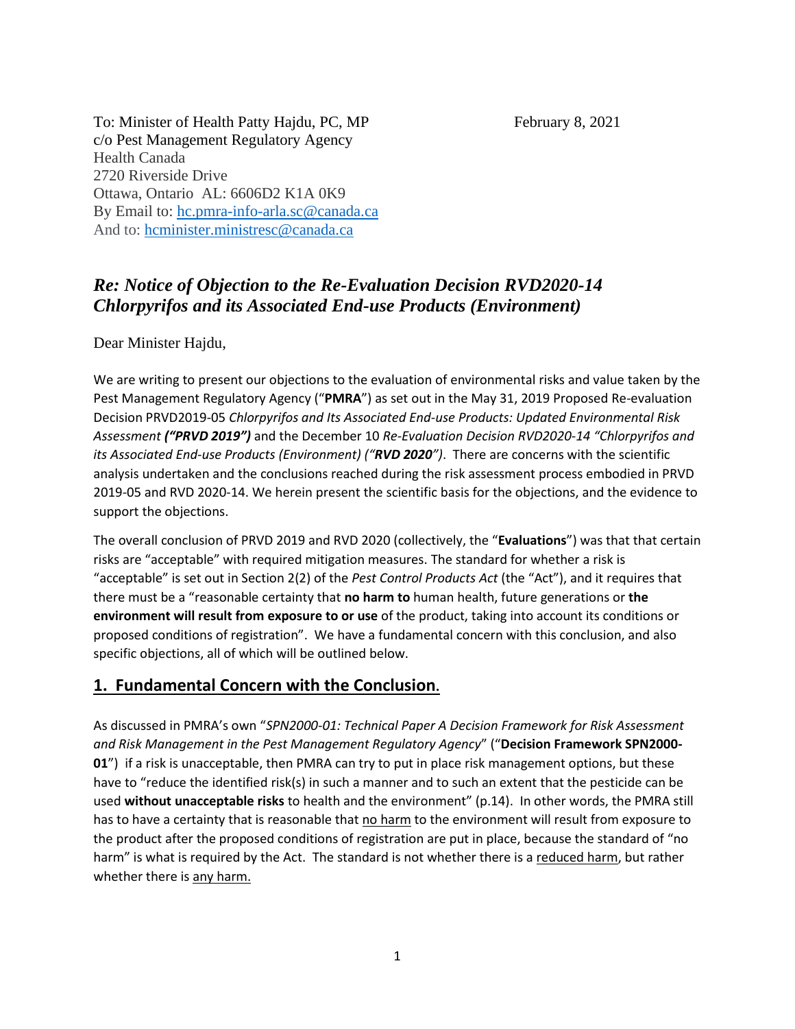To: Minister of Health Patty Hajdu, PC, MP
c/o Pest Management Regulatory Agency
Health Canada
2720 Riverside Drive
Ottawa, Ontario AL: 6606D2 K1A 0K9
By Email to: hc.pmra-info-arla.sc@canada.ca
And to: hcminister.ministresc@canada.ca

February 8, 2021

## *Re: Notice of Objection to the Re-Evaluation Decision RVD2020-14 Chlorpyrifos and its Associated End-use Products (Environment)*

Dear Minister Hajdu,

We are writing to present our objections to the evaluation of environmental risks and value taken by the Pest Management Regulatory Agency ("**PMRA**") as set out in the May 31, 2019 Proposed Re-evaluation Decision PRVD2019-05 *Chlorpyrifos and Its Associated End-use Products: Updated Environmental Risk Assessment* ***("PRVD 2019")*** and the December 10 *Re-Evaluation Decision RVD2020-14 "Chlorpyrifos and its Associated End-use Products (Environment) ("**RVD 2020**")*. There are concerns with the scientific analysis undertaken and the conclusions reached during the risk assessment process embodied in PRVD 2019-05 and RVD 2020-14. We herein present the scientific basis for the objections, and the evidence to support the objections.

The overall conclusion of PRVD 2019 and RVD 2020 (collectively, the "**Evaluations**") was that that certain risks are "acceptable" with required mitigation measures. The standard for whether a risk is "acceptable" is set out in Section 2(2) of the *Pest Control Products Act* (the "Act"), and it requires that there must be a "reasonable certainty that **no harm to** human health, future generations or **the environment will result from exposure to or use** of the product, taking into account its conditions or proposed conditions of registration". We have a fundamental concern with this conclusion, and also specific objections, all of which will be outlined below.

## 1. Fundamental Concern with the Conclusion.

As discussed in PMRA's own "*SPN2000-01: Technical Paper A Decision Framework for Risk Assessment and Risk Management in the Pest Management Regulatory Agency*" ("**Decision Framework SPN2000-01**") if a risk is unacceptable, then PMRA can try to put in place risk management options, but these have to "reduce the identified risk(s) in such a manner and to such an extent that the pesticide can be used **without unacceptable risks** to health and the environment" (p.14). In other words, the PMRA still has to have a certainty that is reasonable that no harm to the environment will result from exposure to the product after the proposed conditions of registration are put in place, because the standard of "no harm" is what is required by the Act. The standard is not whether there is a reduced harm, but rather whether there is any harm.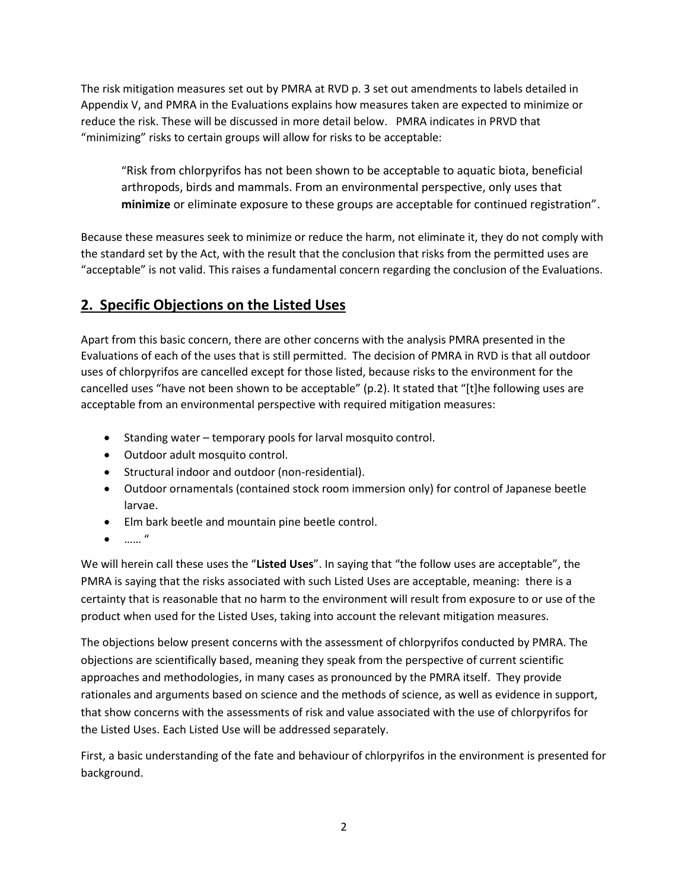The risk mitigation measures set out by PMRA at RVD p. 3 set out amendments to labels detailed in Appendix V, and PMRA in the Evaluations explains how measures taken are expected to minimize or reduce the risk. These will be discussed in more detail below. PMRA indicates in PRVD that "minimizing" risks to certain groups will allow for risks to be acceptable:

> "Risk from chlorpyrifos has not been shown to be acceptable to aquatic biota, beneficial arthropods, birds and mammals. From an environmental perspective, only uses that **minimize** or eliminate exposure to these groups are acceptable for continued registration".

Because these measures seek to minimize or reduce the harm, not eliminate it, they do not comply with the standard set by the Act, with the result that the conclusion that risks from the permitted uses are "acceptable" is not valid. This raises a fundamental concern regarding the conclusion of the Evaluations.

## 2. Specific Objections on the Listed Uses

Apart from this basic concern, there are other concerns with the analysis PMRA presented in the Evaluations of each of the uses that is still permitted. The decision of PMRA in RVD is that all outdoor uses of chlorpyrifos are cancelled except for those listed, because risks to the environment for the cancelled uses "have not been shown to be acceptable" (p.2). It stated that "[t]he following uses are acceptable from an environmental perspective with required mitigation measures:

- Standing water – temporary pools for larval mosquito control.
- Outdoor adult mosquito control.
- Structural indoor and outdoor (non-residential).
- Outdoor ornamentals (contained stock room immersion only) for control of Japanese beetle larvae.
- Elm bark beetle and mountain pine beetle control.
- …… "

We will herein call these uses the "**Listed Uses**". In saying that "the follow uses are acceptable", the PMRA is saying that the risks associated with such Listed Uses are acceptable, meaning: there is a certainty that is reasonable that no harm to the environment will result from exposure to or use of the product when used for the Listed Uses, taking into account the relevant mitigation measures.

The objections below present concerns with the assessment of chlorpyrifos conducted by PMRA. The objections are scientifically based, meaning they speak from the perspective of current scientific approaches and methodologies, in many cases as pronounced by the PMRA itself. They provide rationales and arguments based on science and the methods of science, as well as evidence in support, that show concerns with the assessments of risk and value associated with the use of chlorpyrifos for the Listed Uses. Each Listed Use will be addressed separately.

First, a basic understanding of the fate and behaviour of chlorpyrifos in the environment is presented for background.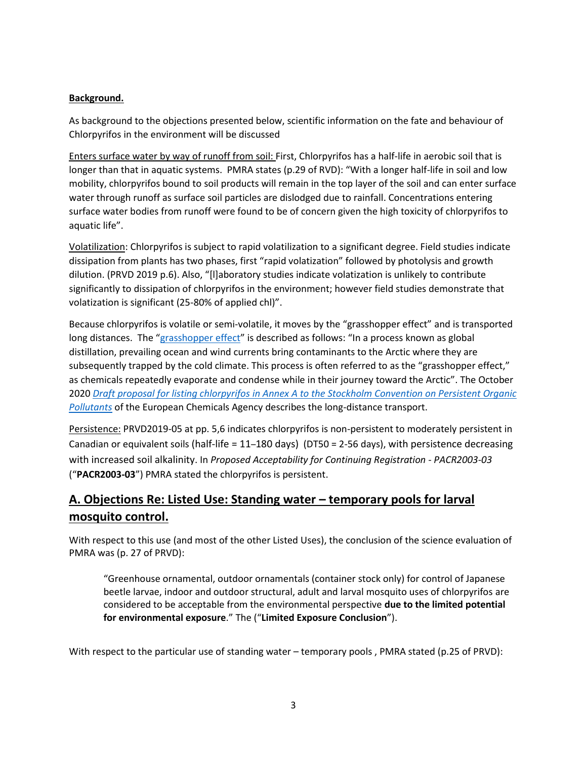**<u>Background.</u>**

As background to the objections presented below, scientific information on the fate and behaviour of Chlorpyrifos in the environment will be discussed

<u>Enters surface water by way of runoff from soil:</u> First, Chlorpyrifos has a half-life in aerobic soil that is longer than that in aquatic systems. PMRA states (p.29 of RVD): "With a longer half-life in soil and low mobility, chlorpyrifos bound to soil products will remain in the top layer of the soil and can enter surface water through runoff as surface soil particles are dislodged due to rainfall. Concentrations entering surface water bodies from runoff were found to be of concern given the high toxicity of chlorpyrifos to aquatic life".

<u>Volatilization</u>: Chlorpyrifos is subject to rapid volatilization to a significant degree. Field studies indicate dissipation from plants has two phases, first "rapid volatization" followed by photolysis and growth dilution. (PRVD 2019 p.6). Also, "[l]aboratory studies indicate volatization is unlikely to contribute significantly to dissipation of chlorpyrifos in the environment; however field studies demonstrate that volatization is significant (25-80% of applied chl)".

Because chlorpyrifos is volatile or semi-volatile, it moves by the "grasshopper effect" and is transported long distances. The "grasshopper effect" is described as follows: "In a process known as global distillation, prevailing ocean and wind currents bring contaminants to the Arctic where they are subsequently trapped by the cold climate. This process is often referred to as the "grasshopper effect," as chemicals repeatedly evaporate and condense while in their journey toward the Arctic". The October 2020 *Draft proposal for listing chlorpyrifos in Annex A to the Stockholm Convention on Persistent Organic Pollutants* of the European Chemicals Agency describes the long-distance transport.

<u>Persistence:</u> PRVD2019-05 at pp. 5,6 indicates chlorpyrifos is non-persistent to moderately persistent in Canadian or equivalent soils (half-life = 11–180 days) (DT50 = 2-56 days), with persistence decreasing with increased soil alkalinity. In *Proposed Acceptability for Continuing Registration - PACR2003-03* ("**PACR2003-03**") PMRA stated the chlorpyrifos is persistent.

## <u>A. Objections Re: Listed Use: Standing water – temporary pools for larval mosquito control.</u>

With respect to this use (and most of the other Listed Uses), the conclusion of the science evaluation of PMRA was (p. 27 of PRVD):

> "Greenhouse ornamental, outdoor ornamentals (container stock only) for control of Japanese beetle larvae, indoor and outdoor structural, adult and larval mosquito uses of chlorpyrifos are considered to be acceptable from the environmental perspective **due to the limited potential for environmental exposure**." The ("**Limited Exposure Conclusion**").

With respect to the particular use of standing water – temporary pools , PMRA stated (p.25 of PRVD):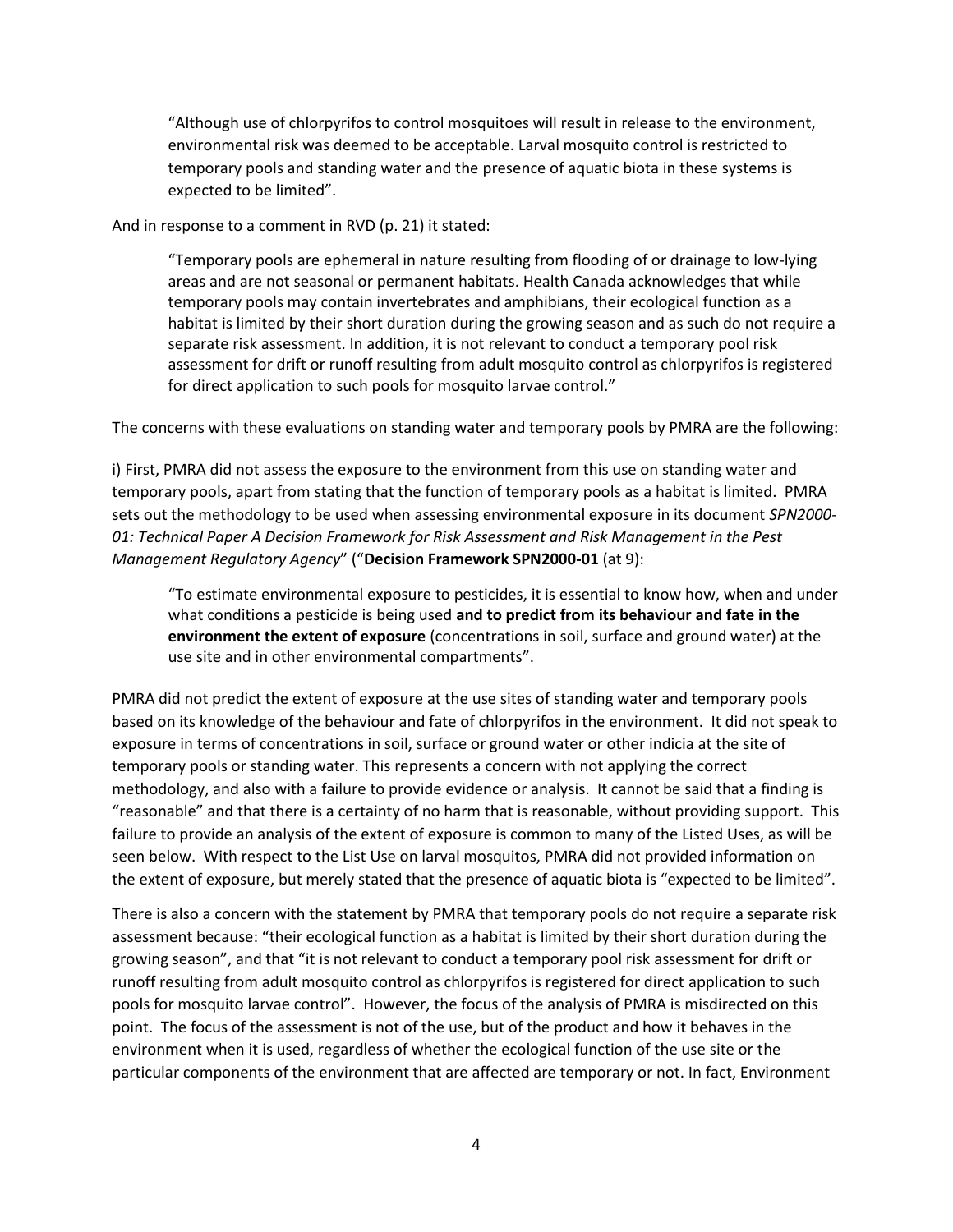> "Although use of chlorpyrifos to control mosquitoes will result in release to the environment, environmental risk was deemed to be acceptable. Larval mosquito control is restricted to temporary pools and standing water and the presence of aquatic biota in these systems is expected to be limited".

And in response to a comment in RVD (p. 21) it stated:

> "Temporary pools are ephemeral in nature resulting from flooding of or drainage to low-lying areas and are not seasonal or permanent habitats. Health Canada acknowledges that while temporary pools may contain invertebrates and amphibians, their ecological function as a habitat is limited by their short duration during the growing season and as such do not require a separate risk assessment. In addition, it is not relevant to conduct a temporary pool risk assessment for drift or runoff resulting from adult mosquito control as chlorpyrifos is registered for direct application to such pools for mosquito larvae control."

The concerns with these evaluations on standing water and temporary pools by PMRA are the following:

i) First, PMRA did not assess the exposure to the environment from this use on standing water and temporary pools, apart from stating that the function of temporary pools as a habitat is limited. PMRA sets out the methodology to be used when assessing environmental exposure in its document *SPN2000-01: Technical Paper A Decision Framework for Risk Assessment and Risk Management in the Pest Management Regulatory Agency*" ("**Decision Framework SPN2000-01** (at 9):

> "To estimate environmental exposure to pesticides, it is essential to know how, when and under what conditions a pesticide is being used **and to predict from its behaviour and fate in the environment the extent of exposure** (concentrations in soil, surface and ground water) at the use site and in other environmental compartments".

PMRA did not predict the extent of exposure at the use sites of standing water and temporary pools based on its knowledge of the behaviour and fate of chlorpyrifos in the environment. It did not speak to exposure in terms of concentrations in soil, surface or ground water or other indicia at the site of temporary pools or standing water. This represents a concern with not applying the correct methodology, and also with a failure to provide evidence or analysis. It cannot be said that a finding is "reasonable" and that there is a certainty of no harm that is reasonable, without providing support. This failure to provide an analysis of the extent of exposure is common to many of the Listed Uses, as will be seen below. With respect to the List Use on larval mosquitos, PMRA did not provided information on the extent of exposure, but merely stated that the presence of aquatic biota is "expected to be limited".

There is also a concern with the statement by PMRA that temporary pools do not require a separate risk assessment because: "their ecological function as a habitat is limited by their short duration during the growing season", and that "it is not relevant to conduct a temporary pool risk assessment for drift or runoff resulting from adult mosquito control as chlorpyrifos is registered for direct application to such pools for mosquito larvae control". However, the focus of the analysis of PMRA is misdirected on this point. The focus of the assessment is not of the use, but of the product and how it behaves in the environment when it is used, regardless of whether the ecological function of the use site or the particular components of the environment that are affected are temporary or not. In fact, Environment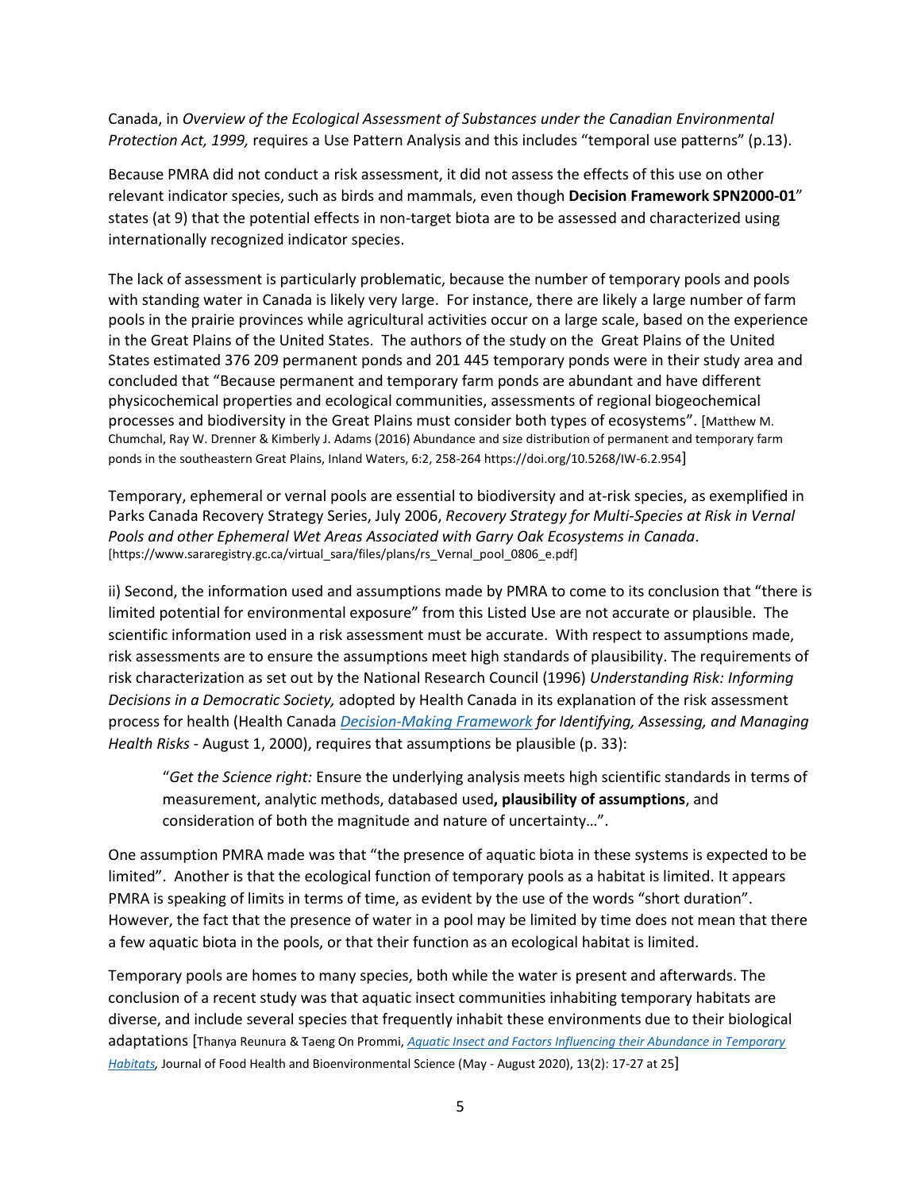Canada, in *Overview of the Ecological Assessment of Substances under the Canadian Environmental Protection Act, 1999,* requires a Use Pattern Analysis and this includes "temporal use patterns" (p.13).

Because PMRA did not conduct a risk assessment, it did not assess the effects of this use on other relevant indicator species, such as birds and mammals, even though **Decision Framework SPN2000-01**" states (at 9) that the potential effects in non-target biota are to be assessed and characterized using internationally recognized indicator species.

The lack of assessment is particularly problematic, because the number of temporary pools and pools with standing water in Canada is likely very large. For instance, there are likely a large number of farm pools in the prairie provinces while agricultural activities occur on a large scale, based on the experience in the Great Plains of the United States. The authors of the study on the Great Plains of the United States estimated 376 209 permanent ponds and 201 445 temporary ponds were in their study area and concluded that "Because permanent and temporary farm ponds are abundant and have different physicochemical properties and ecological communities, assessments of regional biogeochemical processes and biodiversity in the Great Plains must consider both types of ecosystems". [Matthew M. Chumchal, Ray W. Drenner & Kimberly J. Adams (2016) Abundance and size distribution of permanent and temporary farm ponds in the southeastern Great Plains, Inland Waters, 6:2, 258-264 https://doi.org/10.5268/IW-6.2.954]

Temporary, ephemeral or vernal pools are essential to biodiversity and at-risk species, as exemplified in Parks Canada Recovery Strategy Series, July 2006, *Recovery Strategy for Multi-Species at Risk in Vernal Pools and other Ephemeral Wet Areas Associated with Garry Oak Ecosystems in Canada*. [https://www.sararegistry.gc.ca/virtual_sara/files/plans/rs_Vernal_pool_0806_e.pdf]

ii) Second, the information used and assumptions made by PMRA to come to its conclusion that "there is limited potential for environmental exposure" from this Listed Use are not accurate or plausible. The scientific information used in a risk assessment must be accurate. With respect to assumptions made, risk assessments are to ensure the assumptions meet high standards of plausibility. The requirements of risk characterization as set out by the National Research Council (1996) *Understanding Risk: Informing Decisions in a Democratic Society,* adopted by Health Canada in its explanation of the risk assessment process for health (Health Canada *Decision-Making Framework for Identifying, Assessing, and Managing Health Risks* - August 1, 2000), requires that assumptions be plausible (p. 33):

> "*Get the Science right:* Ensure the underlying analysis meets high scientific standards in terms of measurement, analytic methods, databased used**, plausibility of assumptions**, and consideration of both the magnitude and nature of uncertainty…".

One assumption PMRA made was that "the presence of aquatic biota in these systems is expected to be limited". Another is that the ecological function of temporary pools as a habitat is limited. It appears PMRA is speaking of limits in terms of time, as evident by the use of the words "short duration". However, the fact that the presence of water in a pool may be limited by time does not mean that there a few aquatic biota in the pools, or that their function as an ecological habitat is limited.

Temporary pools are homes to many species, both while the water is present and afterwards. The conclusion of a recent study was that aquatic insect communities inhabiting temporary habitats are diverse, and include several species that frequently inhabit these environments due to their biological adaptations [Thanya Reunura & Taeng On Prommi, *Aquatic Insect and Factors Influencing their Abundance in Temporary Habitats,* Journal of Food Health and Bioenvironmental Science (May - August 2020), 13(2): 17-27 at 25]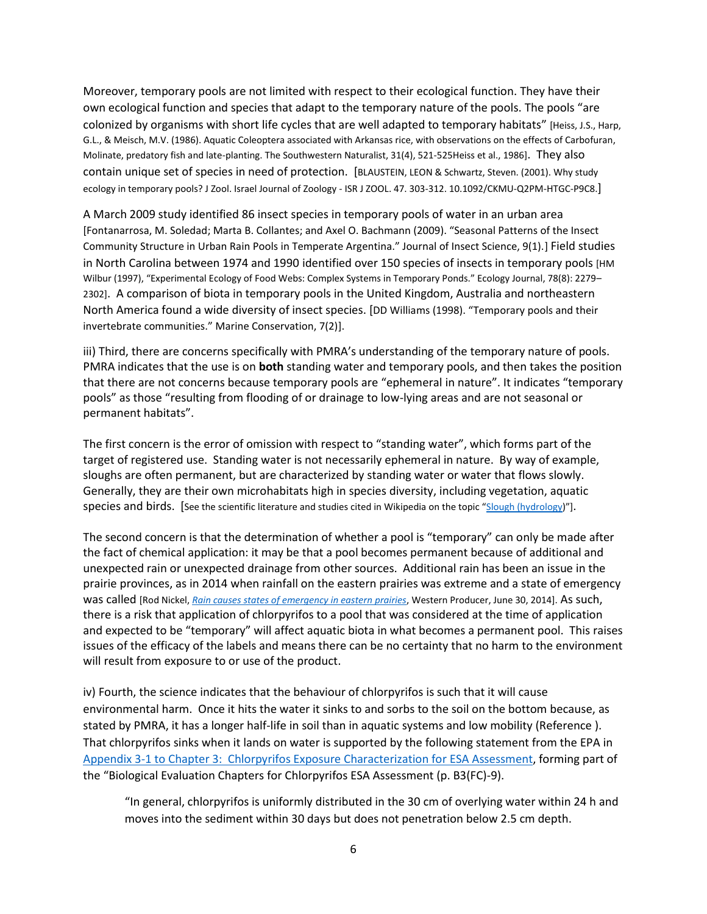Moreover, temporary pools are not limited with respect to their ecological function. They have their own ecological function and species that adapt to the temporary nature of the pools. The pools "are colonized by organisms with short life cycles that are well adapted to temporary habitats" [Heiss, J.S., Harp, G.L., & Meisch, M.V. (1986). Aquatic Coleoptera associated with Arkansas rice, with observations on the effects of Carbofuran, Molinate, predatory fish and late-planting. The Southwestern Naturalist, 31(4), 521-525Heiss et al., 1986]. They also contain unique set of species in need of protection. [BLAUSTEIN, LEON & Schwartz, Steven. (2001). Why study ecology in temporary pools? J Zool. Israel Journal of Zoology - ISR J ZOOL. 47. 303-312. 10.1092/CKMU-Q2PM-HTGC-P9C8.]

A March 2009 study identified 86 insect species in temporary pools of water in an urban area [Fontanarrosa, M. Soledad; Marta B. Collantes; and Axel O. Bachmann (2009). "Seasonal Patterns of the Insect Community Structure in Urban Rain Pools in Temperate Argentina." Journal of Insect Science, 9(1).] Field studies in North Carolina between 1974 and 1990 identified over 150 species of insects in temporary pools [HM Wilbur (1997), "Experimental Ecology of Food Webs: Complex Systems in Temporary Ponds." Ecology Journal, 78(8): 2279–2302]. A comparison of biota in temporary pools in the United Kingdom, Australia and northeastern North America found a wide diversity of insect species. [DD Williams (1998). "Temporary pools and their invertebrate communities." Marine Conservation, 7(2)].

iii) Third, there are concerns specifically with PMRA's understanding of the temporary nature of pools. PMRA indicates that the use is on **both** standing water and temporary pools, and then takes the position that there are not concerns because temporary pools are "ephemeral in nature". It indicates "temporary pools" as those "resulting from flooding of or drainage to low-lying areas and are not seasonal or permanent habitats".

The first concern is the error of omission with respect to "standing water", which forms part of the target of registered use. Standing water is not necessarily ephemeral in nature. By way of example, sloughs are often permanent, but are characterized by standing water or water that flows slowly. Generally, they are their own microhabitats high in species diversity, including vegetation, aquatic species and birds. [See the scientific literature and studies cited in Wikipedia on the topic "Slough (hydrology)"].

The second concern is that the determination of whether a pool is "temporary" can only be made after the fact of chemical application: it may be that a pool becomes permanent because of additional and unexpected rain or unexpected drainage from other sources. Additional rain has been an issue in the prairie provinces, as in 2014 when rainfall on the eastern prairies was extreme and a state of emergency was called [Rod Nickel, *Rain causes states of emergency in eastern prairies*, Western Producer, June 30, 2014]. As such, there is a risk that application of chlorpyrifos to a pool that was considered at the time of application and expected to be "temporary" will affect aquatic biota in what becomes a permanent pool. This raises issues of the efficacy of the labels and means there can be no certainty that no harm to the environment will result from exposure to or use of the product.

iv) Fourth, the science indicates that the behaviour of chlorpyrifos is such that it will cause environmental harm. Once it hits the water it sinks to and sorbs to the soil on the bottom because, as stated by PMRA, it has a longer half-life in soil than in aquatic systems and low mobility (Reference ). That chlorpyrifos sinks when it lands on water is supported by the following statement from the EPA in Appendix 3-1 to Chapter 3: Chlorpyrifos Exposure Characterization for ESA Assessment, forming part of the "Biological Evaluation Chapters for Chlorpyrifos ESA Assessment (p. B3(FC)-9).

> "In general, chlorpyrifos is uniformly distributed in the 30 cm of overlying water within 24 h and moves into the sediment within 30 days but does not penetration below 2.5 cm depth.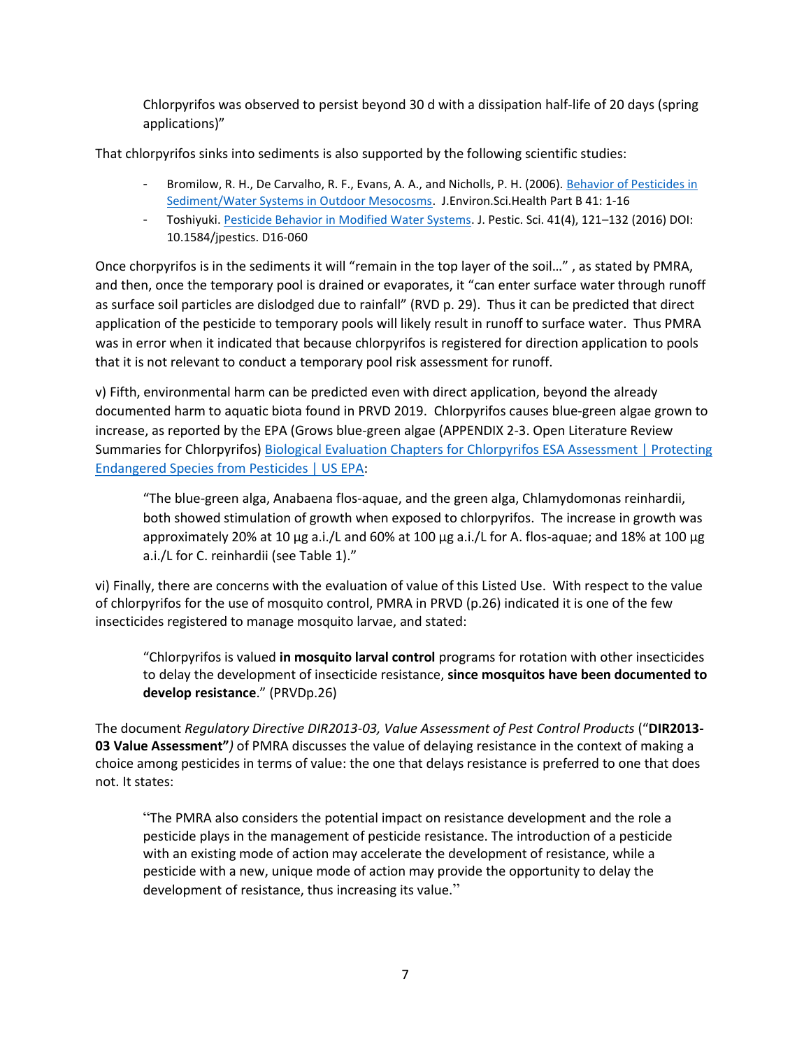> Chlorpyrifos was observed to persist beyond 30 d with a dissipation half-life of 20 days (spring applications)"

That chlorpyrifos sinks into sediments is also supported by the following scientific studies:

- Bromilow, R. H., De Carvalho, R. F., Evans, A. A., and Nicholls, P. H. (2006). Behavior of Pesticides in Sediment/Water Systems in Outdoor Mesocosms. J.Environ.Sci.Health Part B 41: 1-16
- Toshiyuki. Pesticide Behavior in Modified Water Systems. J. Pestic. Sci. 41(4), 121–132 (2016) DOI: 10.1584/jpestics. D16-060

Once chorpyrifos is in the sediments it will "remain in the top layer of the soil…" , as stated by PMRA, and then, once the temporary pool is drained or evaporates, it "can enter surface water through runoff as surface soil particles are dislodged due to rainfall" (RVD p. 29). Thus it can be predicted that direct application of the pesticide to temporary pools will likely result in runoff to surface water. Thus PMRA was in error when it indicated that because chlorpyrifos is registered for direction application to pools that it is not relevant to conduct a temporary pool risk assessment for runoff.

v) Fifth, environmental harm can be predicted even with direct application, beyond the already documented harm to aquatic biota found in PRVD 2019. Chlorpyrifos causes blue-green algae grown to increase, as reported by the EPA (Grows blue-green algae (APPENDIX 2-3. Open Literature Review Summaries for Chlorpyrifos) Biological Evaluation Chapters for Chlorpyrifos ESA Assessment | Protecting Endangered Species from Pesticides | US EPA:

> "The blue-green alga, Anabaena flos-aquae, and the green alga, Chlamydomonas reinhardii, both showed stimulation of growth when exposed to chlorpyrifos. The increase in growth was approximately 20% at 10 μg a.i./L and 60% at 100 μg a.i./L for A. flos-aquae; and 18% at 100 μg a.i./L for C. reinhardii (see Table 1)."

vi) Finally, there are concerns with the evaluation of value of this Listed Use. With respect to the value of chlorpyrifos for the use of mosquito control, PMRA in PRVD (p.26) indicated it is one of the few insecticides registered to manage mosquito larvae, and stated:

> "Chlorpyrifos is valued **in mosquito larval control** programs for rotation with other insecticides to delay the development of insecticide resistance, **since mosquitos have been documented to develop resistance**." (PRVDp.26)

The document *Regulatory Directive DIR2013-03, Value Assessment of Pest Control Products* ("**DIR2013-03 Value Assessment"**) of PMRA discusses the value of delaying resistance in the context of making a choice among pesticides in terms of value: the one that delays resistance is preferred to one that does not. It states:

> "The PMRA also considers the potential impact on resistance development and the role a pesticide plays in the management of pesticide resistance. The introduction of a pesticide with an existing mode of action may accelerate the development of resistance, while a pesticide with a new, unique mode of action may provide the opportunity to delay the development of resistance, thus increasing its value."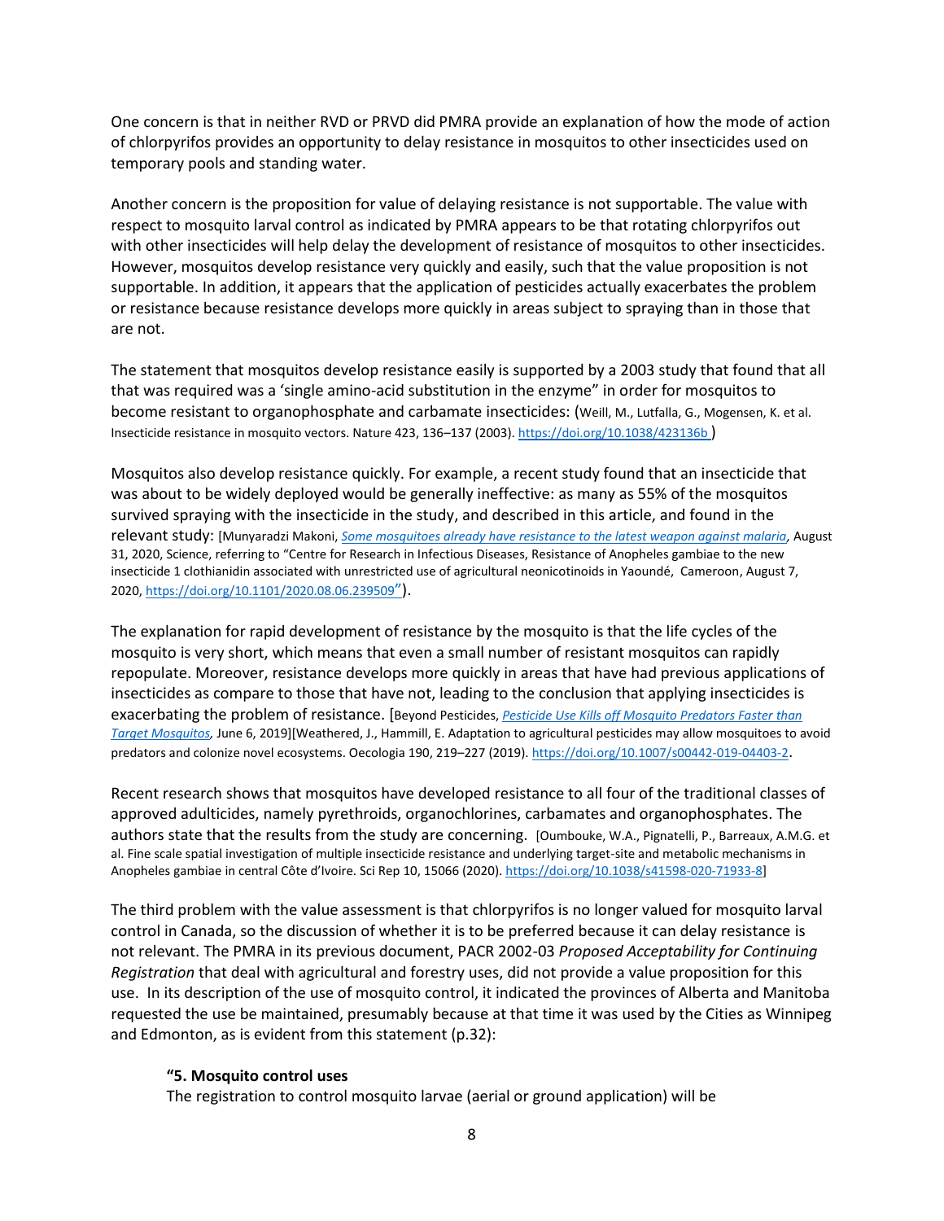One concern is that in neither RVD or PRVD did PMRA provide an explanation of how the mode of action of chlorpyrifos provides an opportunity to delay resistance in mosquitos to other insecticides used on temporary pools and standing water.

Another concern is the proposition for value of delaying resistance is not supportable. The value with respect to mosquito larval control as indicated by PMRA appears to be that rotating chlorpyrifos out with other insecticides will help delay the development of resistance of mosquitos to other insecticides. However, mosquitos develop resistance very quickly and easily, such that the value proposition is not supportable. In addition, it appears that the application of pesticides actually exacerbates the problem or resistance because resistance develops more quickly in areas subject to spraying than in those that are not.

The statement that mosquitos develop resistance easily is supported by a 2003 study that found that all that was required was a 'single amino-acid substitution in the enzyme" in order for mosquitos to become resistant to organophosphate and carbamate insecticides: (Weill, M., Lutfalla, G., Mogensen, K. et al. Insecticide resistance in mosquito vectors. Nature 423, 136–137 (2003). https://doi.org/10.1038/423136b )

Mosquitos also develop resistance quickly. For example, a recent study found that an insecticide that was about to be widely deployed would be generally ineffective: as many as 55% of the mosquitos survived spraying with the insecticide in the study, and described in this article, and found in the relevant study: [Munyaradzi Makoni, *Some mosquitoes already have resistance to the latest weapon against malaria,* August 31, 2020, Science, referring to "Centre for Research in Infectious Diseases, Resistance of Anopheles gambiae to the new insecticide 1 clothianidin associated with unrestricted use of agricultural neonicotinoids in Yaoundé, Cameroon, August 7, 2020, https://doi.org/10.1101/2020.08.06.239509").

The explanation for rapid development of resistance by the mosquito is that the life cycles of the mosquito is very short, which means that even a small number of resistant mosquitos can rapidly repopulate. Moreover, resistance develops more quickly in areas that have had previous applications of insecticides as compare to those that have not, leading to the conclusion that applying insecticides is exacerbating the problem of resistance. [Beyond Pesticides, *Pesticide Use Kills off Mosquito Predators Faster than Target Mosquitos,* June 6, 2019][Weathered, J., Hammill, E. Adaptation to agricultural pesticides may allow mosquitoes to avoid predators and colonize novel ecosystems. Oecologia 190, 219–227 (2019). https://doi.org/10.1007/s00442-019-04403-2.

Recent research shows that mosquitos have developed resistance to all four of the traditional classes of approved adulticides, namely pyrethroids, organochlorines, carbamates and organophosphates. The authors state that the results from the study are concerning. [Oumbouke, W.A., Pignatelli, P., Barreaux, A.M.G. et al. Fine scale spatial investigation of multiple insecticide resistance and underlying target-site and metabolic mechanisms in Anopheles gambiae in central Côte d'Ivoire. Sci Rep 10, 15066 (2020). https://doi.org/10.1038/s41598-020-71933-8]

The third problem with the value assessment is that chlorpyrifos is no longer valued for mosquito larval control in Canada, so the discussion of whether it is to be preferred because it can delay resistance is not relevant. The PMRA in its previous document, PACR 2002-03 *Proposed Acceptability for Continuing Registration* that deal with agricultural and forestry uses, did not provide a value proposition for this use. In its description of the use of mosquito control, it indicated the provinces of Alberta and Manitoba requested the use be maintained, presumably because at that time it was used by the Cities as Winnipeg and Edmonton, as is evident from this statement (p.32):

> **"5. Mosquito control uses**
> The registration to control mosquito larvae (aerial or ground application) will be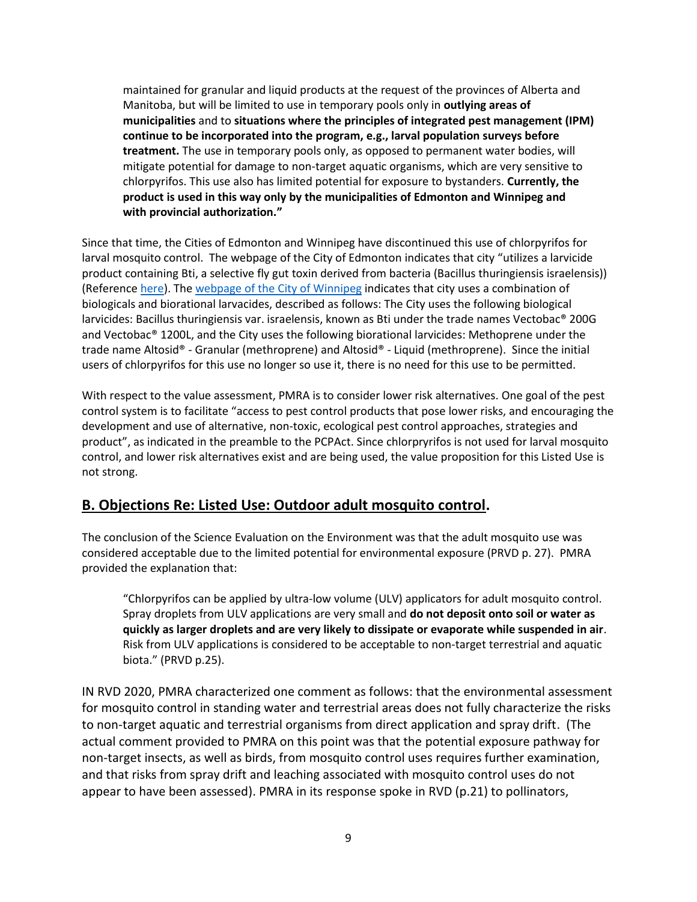> maintained for granular and liquid products at the request of the provinces of Alberta and Manitoba, but will be limited to use in temporary pools only in **outlying areas of municipalities** and to **situations where the principles of integrated pest management (IPM) continue to be incorporated into the program, e.g., larval population surveys before treatment.** The use in temporary pools only, as opposed to permanent water bodies, will mitigate potential for damage to non-target aquatic organisms, which are very sensitive to chlorpyrifos. This use also has limited potential for exposure to bystanders. **Currently, the product is used in this way only by the municipalities of Edmonton and Winnipeg and with provincial authorization."**

Since that time, the Cities of Edmonton and Winnipeg have discontinued this use of chlorpyrifos for larval mosquito control. The webpage of the City of Edmonton indicates that city "utilizes a larvicide product containing Bti, a selective fly gut toxin derived from bacteria (Bacillus thuringiensis israelensis)) (Reference here). The webpage of the City of Winnipeg indicates that city uses a combination of biologicals and biorational larvacides, described as follows: The City uses the following biological larvicides: Bacillus thuringiensis var. israelensis, known as Bti under the trade names Vectobac® 200G and Vectobac® 1200L, and the City uses the following biorational larvicides: Methoprene under the trade name Altosid® - Granular (methroprene) and Altosid® - Liquid (methroprene). Since the initial users of chlorpyrifos for this use no longer so use it, there is no need for this use to be permitted.

With respect to the value assessment, PMRA is to consider lower risk alternatives. One goal of the pest control system is to facilitate "access to pest control products that pose lower risks, and encouraging the development and use of alternative, non-toxic, ecological pest control approaches, strategies and product", as indicated in the preamble to the PCPAct. Since chlorpryrifos is not used for larval mosquito control, and lower risk alternatives exist and are being used, the value proposition for this Listed Use is not strong.

## B. Objections Re: Listed Use: Outdoor adult mosquito control.

The conclusion of the Science Evaluation on the Environment was that the adult mosquito use was considered acceptable due to the limited potential for environmental exposure (PRVD p. 27). PMRA provided the explanation that:

> "Chlorpyrifos can be applied by ultra-low volume (ULV) applicators for adult mosquito control. Spray droplets from ULV applications are very small and **do not deposit onto soil or water as quickly as larger droplets and are very likely to dissipate or evaporate while suspended in air**. Risk from ULV applications is considered to be acceptable to non-target terrestrial and aquatic biota." (PRVD p.25).

IN RVD 2020, PMRA characterized one comment as follows: that the environmental assessment for mosquito control in standing water and terrestrial areas does not fully characterize the risks to non-target aquatic and terrestrial organisms from direct application and spray drift. (The actual comment provided to PMRA on this point was that the potential exposure pathway for non-target insects, as well as birds, from mosquito control uses requires further examination, and that risks from spray drift and leaching associated with mosquito control uses do not appear to have been assessed). PMRA in its response spoke in RVD (p.21) to pollinators,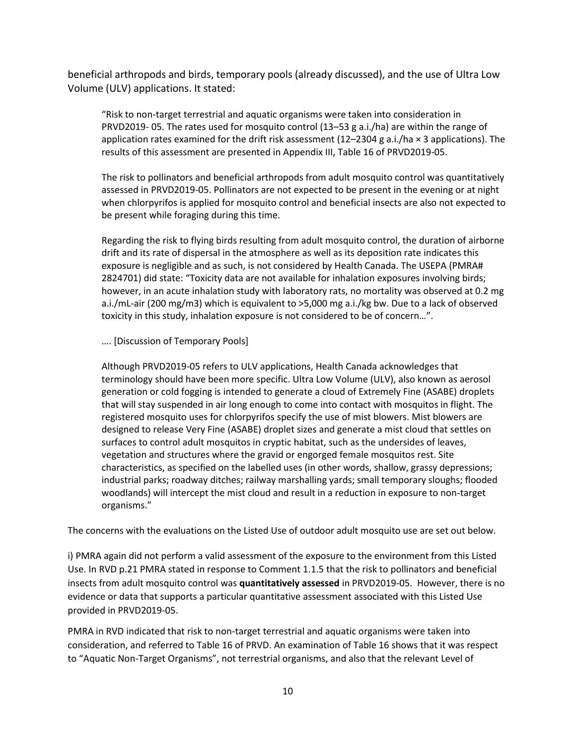beneficial arthropods and birds, temporary pools (already discussed), and the use of Ultra Low Volume (ULV) applications. It stated:

> "Risk to non-target terrestrial and aquatic organisms were taken into consideration in PRVD2019- 05. The rates used for mosquito control (13–53 g a.i./ha) are within the range of application rates examined for the drift risk assessment (12–2304 g a.i./ha × 3 applications). The results of this assessment are presented in Appendix III, Table 16 of PRVD2019-05.
>
> The risk to pollinators and beneficial arthropods from adult mosquito control was quantitatively assessed in PRVD2019-05. Pollinators are not expected to be present in the evening or at night when chlorpyrifos is applied for mosquito control and beneficial insects are also not expected to be present while foraging during this time.
>
> Regarding the risk to flying birds resulting from adult mosquito control, the duration of airborne drift and its rate of dispersal in the atmosphere as well as its deposition rate indicates this exposure is negligible and as such, is not considered by Health Canada. The USEPA (PMRA# 2824701) did state: "Toxicity data are not available for inhalation exposures involving birds; however, in an acute inhalation study with laboratory rats, no mortality was observed at 0.2 mg a.i./mL-air (200 mg/m3) which is equivalent to >5,000 mg a.i./kg bw. Due to a lack of observed toxicity in this study, inhalation exposure is not considered to be of concern…".
>
> …. [Discussion of Temporary Pools]
>
> Although PRVD2019-05 refers to ULV applications, Health Canada acknowledges that terminology should have been more specific. Ultra Low Volume (ULV), also known as aerosol generation or cold fogging is intended to generate a cloud of Extremely Fine (ASABE) droplets that will stay suspended in air long enough to come into contact with mosquitos in flight. The registered mosquito uses for chlorpyrifos specify the use of mist blowers. Mist blowers are designed to release Very Fine (ASABE) droplet sizes and generate a mist cloud that settles on surfaces to control adult mosquitos in cryptic habitat, such as the undersides of leaves, vegetation and structures where the gravid or engorged female mosquitos rest. Site characteristics, as specified on the labelled uses (in other words, shallow, grassy depressions; industrial parks; roadway ditches; railway marshalling yards; small temporary sloughs; flooded woodlands) will intercept the mist cloud and result in a reduction in exposure to non-target organisms."

The concerns with the evaluations on the Listed Use of outdoor adult mosquito use are set out below.

i) PMRA again did not perform a valid assessment of the exposure to the environment from this Listed Use. In RVD p.21 PMRA stated in response to Comment 1.1.5 that the risk to pollinators and beneficial insects from adult mosquito control was **quantitatively assessed** in PRVD2019-05. However, there is no evidence or data that supports a particular quantitative assessment associated with this Listed Use provided in PRVD2019-05.

PMRA in RVD indicated that risk to non-target terrestrial and aquatic organisms were taken into consideration, and referred to Table 16 of PRVD. An examination of Table 16 shows that it was respect to "Aquatic Non-Target Organisms", not terrestrial organisms, and also that the relevant Level of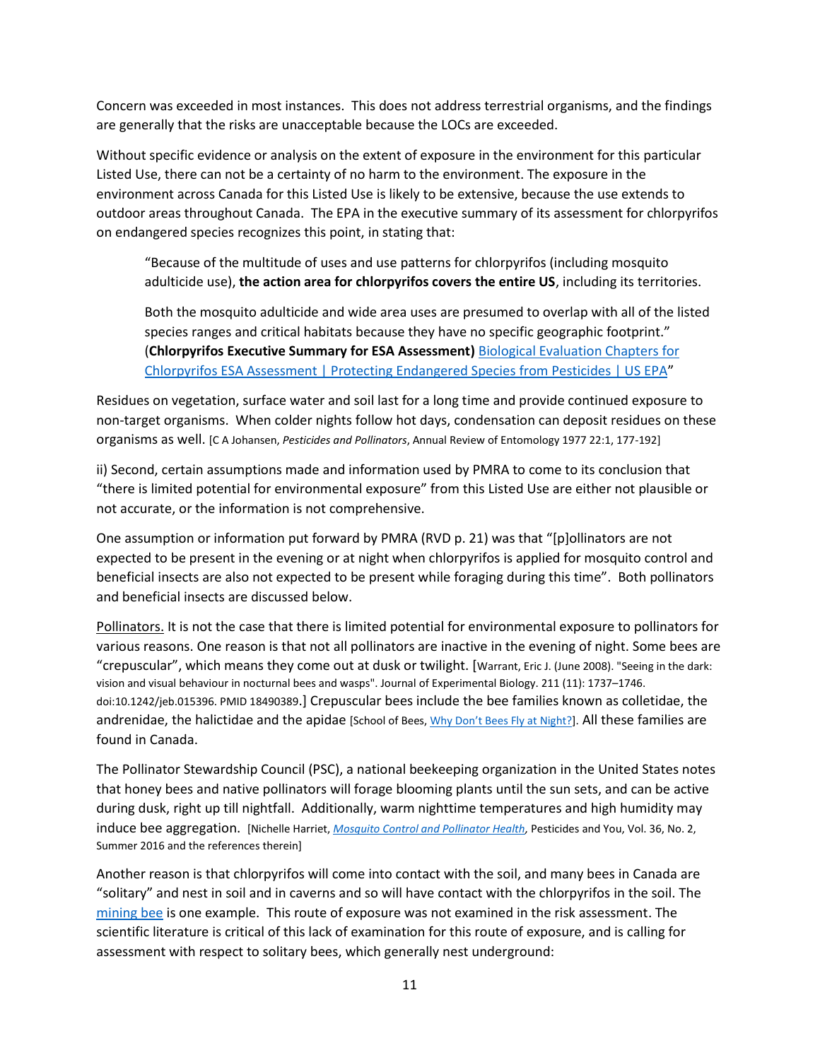Concern was exceeded in most instances. This does not address terrestrial organisms, and the findings are generally that the risks are unacceptable because the LOCs are exceeded.

Without specific evidence or analysis on the extent of exposure in the environment for this particular Listed Use, there can not be a certainty of no harm to the environment. The exposure in the environment across Canada for this Listed Use is likely to be extensive, because the use extends to outdoor areas throughout Canada. The EPA in the executive summary of its assessment for chlorpyrifos on endangered species recognizes this point, in stating that:

> "Because of the multitude of uses and use patterns for chlorpyrifos (including mosquito adulticide use), **the action area for chlorpyrifos covers the entire US**, including its territories.
>
> Both the mosquito adulticide and wide area uses are presumed to overlap with all of the listed species ranges and critical habitats because they have no specific geographic footprint." (**Chlorpyrifos Executive Summary for ESA Assessment**) Biological Evaluation Chapters for Chlorpyrifos ESA Assessment | Protecting Endangered Species from Pesticides | US EPA"

Residues on vegetation, surface water and soil last for a long time and provide continued exposure to non-target organisms. When colder nights follow hot days, condensation can deposit residues on these organisms as well. [C A Johansen, *Pesticides and Pollinators*, Annual Review of Entomology 1977 22:1, 177-192]

ii) Second, certain assumptions made and information used by PMRA to come to its conclusion that "there is limited potential for environmental exposure" from this Listed Use are either not plausible or not accurate, or the information is not comprehensive.

One assumption or information put forward by PMRA (RVD p. 21) was that "[p]ollinators are not expected to be present in the evening or at night when chlorpyrifos is applied for mosquito control and beneficial insects are also not expected to be present while foraging during this time". Both pollinators and beneficial insects are discussed below.

Pollinators. It is not the case that there is limited potential for environmental exposure to pollinators for various reasons. One reason is that not all pollinators are inactive in the evening of night. Some bees are "crepuscular", which means they come out at dusk or twilight. [Warrant, Eric J. (June 2008). "Seeing in the dark: vision and visual behaviour in nocturnal bees and wasps". Journal of Experimental Biology. 211 (11): 1737–1746. doi:10.1242/jeb.015396. PMID 18490389.] Crepuscular bees include the bee families known as colletidae, the andrenidae, the halictidae and the apidae [School of Bees, Why Don't Bees Fly at Night?]. All these families are found in Canada.

The Pollinator Stewardship Council (PSC), a national beekeeping organization in the United States notes that honey bees and native pollinators will forage blooming plants until the sun sets, and can be active during dusk, right up till nightfall. Additionally, warm nighttime temperatures and high humidity may induce bee aggregation. [Nichelle Harriet, *Mosquito Control and Pollinator Health*, Pesticides and You, Vol. 36, No. 2, Summer 2016 and the references therein]

Another reason is that chlorpyrifos will come into contact with the soil, and many bees in Canada are "solitary" and nest in soil and in caverns and so will have contact with the chlorpyrifos in the soil. The mining bee is one example. This route of exposure was not examined in the risk assessment. The scientific literature is critical of this lack of examination for this route of exposure, and is calling for assessment with respect to solitary bees, which generally nest underground: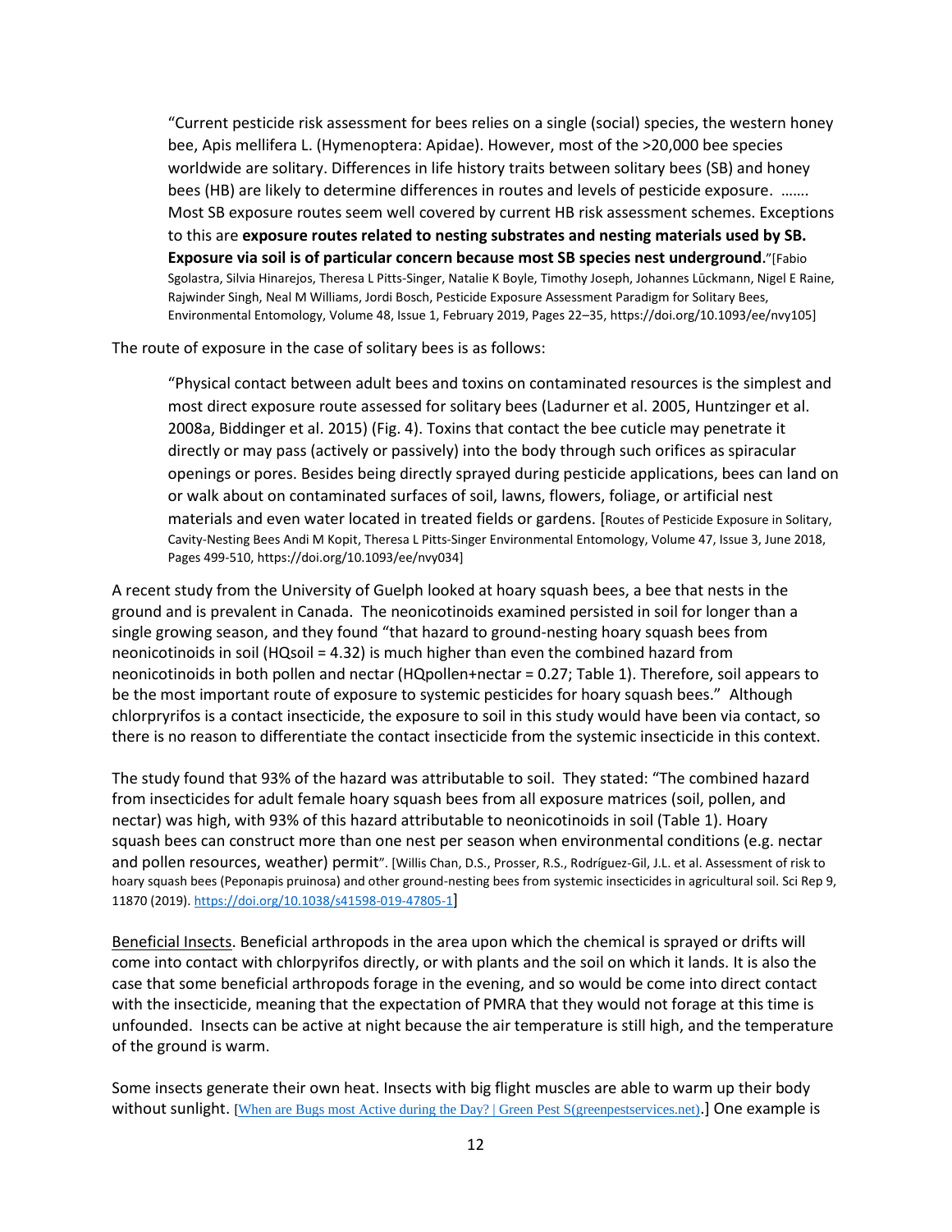> "Current pesticide risk assessment for bees relies on a single (social) species, the western honey bee, Apis mellifera L. (Hymenoptera: Apidae). However, most of the >20,000 bee species worldwide are solitary. Differences in life history traits between solitary bees (SB) and honey bees (HB) are likely to determine differences in routes and levels of pesticide exposure. ……. Most SB exposure routes seem well covered by current HB risk assessment schemes. Exceptions to this are **exposure routes related to nesting substrates and nesting materials used by SB. Exposure via soil is of particular concern because most SB species nest underground**."[Fabio Sgolastra, Silvia Hinarejos, Theresa L Pitts-Singer, Natalie K Boyle, Timothy Joseph, Johannes Lückmann, Nigel E Raine, Rajwinder Singh, Neal M Williams, Jordi Bosch, Pesticide Exposure Assessment Paradigm for Solitary Bees, Environmental Entomology, Volume 48, Issue 1, February 2019, Pages 22–35, https://doi.org/10.1093/ee/nvy105]

The route of exposure in the case of solitary bees is as follows:

> "Physical contact between adult bees and toxins on contaminated resources is the simplest and most direct exposure route assessed for solitary bees (Ladurner et al. 2005, Huntzinger et al. 2008a, Biddinger et al. 2015) (Fig. 4). Toxins that contact the bee cuticle may penetrate it directly or may pass (actively or passively) into the body through such orifices as spiracular openings or pores. Besides being directly sprayed during pesticide applications, bees can land on or walk about on contaminated surfaces of soil, lawns, flowers, foliage, or artificial nest materials and even water located in treated fields or gardens. [Routes of Pesticide Exposure in Solitary, Cavity-Nesting Bees Andi M Kopit, Theresa L Pitts-Singer Environmental Entomology, Volume 47, Issue 3, June 2018, Pages 499-510, https://doi.org/10.1093/ee/nvy034]

A recent study from the University of Guelph looked at hoary squash bees, a bee that nests in the ground and is prevalent in Canada. The neonicotinoids examined persisted in soil for longer than a single growing season, and they found "that hazard to ground-nesting hoary squash bees from neonicotinoids in soil (HQsoil = 4.32) is much higher than even the combined hazard from neonicotinoids in both pollen and nectar (HQpollen+nectar = 0.27; Table 1). Therefore, soil appears to be the most important route of exposure to systemic pesticides for hoary squash bees." Although chlorpryrifos is a contact insecticide, the exposure to soil in this study would have been via contact, so there is no reason to differentiate the contact insecticide from the systemic insecticide in this context.

The study found that 93% of the hazard was attributable to soil. They stated: "The combined hazard from insecticides for adult female hoary squash bees from all exposure matrices (soil, pollen, and nectar) was high, with 93% of this hazard attributable to neonicotinoids in soil (Table 1). Hoary squash bees can construct more than one nest per season when environmental conditions (e.g. nectar and pollen resources, weather) permit". [Willis Chan, D.S., Prosser, R.S., Rodríguez-Gil, J.L. et al. Assessment of risk to hoary squash bees (Peponapis pruinosa) and other ground-nesting bees from systemic insecticides in agricultural soil. Sci Rep 9, 11870 (2019). https://doi.org/10.1038/s41598-019-47805-1]

Beneficial Insects. Beneficial arthropods in the area upon which the chemical is sprayed or drifts will come into contact with chlorpyrifos directly, or with plants and the soil on which it lands. It is also the case that some beneficial arthropods forage in the evening, and so would be come into direct contact with the insecticide, meaning that the expectation of PMRA that they would not forage at this time is unfounded. Insects can be active at night because the air temperature is still high, and the temperature of the ground is warm.

Some insects generate their own heat. Insects with big flight muscles are able to warm up their body without sunlight. [When are Bugs most Active during the Day? | Green Pest S(greenpestservices.net).] One example is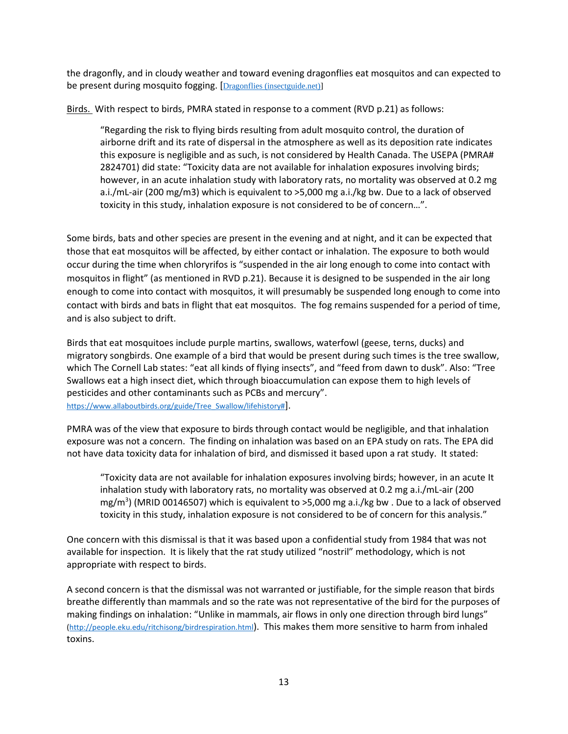the dragonfly, and in cloudy weather and toward evening dragonflies eat mosquitos and can expected to be present during mosquito fogging. [Dragonflies (insectguide.net)]

Birds. With respect to birds, PMRA stated in response to a comment (RVD p.21) as follows:

> "Regarding the risk to flying birds resulting from adult mosquito control, the duration of airborne drift and its rate of dispersal in the atmosphere as well as its deposition rate indicates this exposure is negligible and as such, is not considered by Health Canada. The USEPA (PMRA# 2824701) did state: "Toxicity data are not available for inhalation exposures involving birds; however, in an acute inhalation study with laboratory rats, no mortality was observed at 0.2 mg a.i./mL-air (200 mg/m3) which is equivalent to >5,000 mg a.i./kg bw. Due to a lack of observed toxicity in this study, inhalation exposure is not considered to be of concern…".

Some birds, bats and other species are present in the evening and at night, and it can be expected that those that eat mosquitos will be affected, by either contact or inhalation. The exposure to both would occur during the time when chloryrifos is "suspended in the air long enough to come into contact with mosquitos in flight" (as mentioned in RVD p.21). Because it is designed to be suspended in the air long enough to come into contact with mosquitos, it will presumably be suspended long enough to come into contact with birds and bats in flight that eat mosquitos. The fog remains suspended for a period of time, and is also subject to drift.

Birds that eat mosquitoes include purple martins, swallows, waterfowl (geese, terns, ducks) and migratory songbirds. One example of a bird that would be present during such times is the tree swallow, which The Cornell Lab states: "eat all kinds of flying insects", and "feed from dawn to dusk". Also: "Tree Swallows eat a high insect diet, which through bioaccumulation can expose them to high levels of pesticides and other contaminants such as PCBs and mercury". https://www.allaboutbirds.org/guide/Tree_Swallow/lifehistory#].

PMRA was of the view that exposure to birds through contact would be negligible, and that inhalation exposure was not a concern. The finding on inhalation was based on an EPA study on rats. The EPA did not have data toxicity data for inhalation of bird, and dismissed it based upon a rat study. It stated:

> "Toxicity data are not available for inhalation exposures involving birds; however, in an acute It inhalation study with laboratory rats, no mortality was observed at 0.2 mg a.i./mL-air (200 mg/m$^3$) (MRID 00146507) which is equivalent to >5,000 mg a.i./kg bw . Due to a lack of observed toxicity in this study, inhalation exposure is not considered to be of concern for this analysis."

One concern with this dismissal is that it was based upon a confidential study from 1984 that was not available for inspection. It is likely that the rat study utilized "nostril" methodology, which is not appropriate with respect to birds.

A second concern is that the dismissal was not warranted or justifiable, for the simple reason that birds breathe differently than mammals and so the rate was not representative of the bird for the purposes of making findings on inhalation: "Unlike in mammals, air flows in only one direction through bird lungs" (http://people.eku.edu/ritchisong/birdrespiration.html). This makes them more sensitive to harm from inhaled toxins.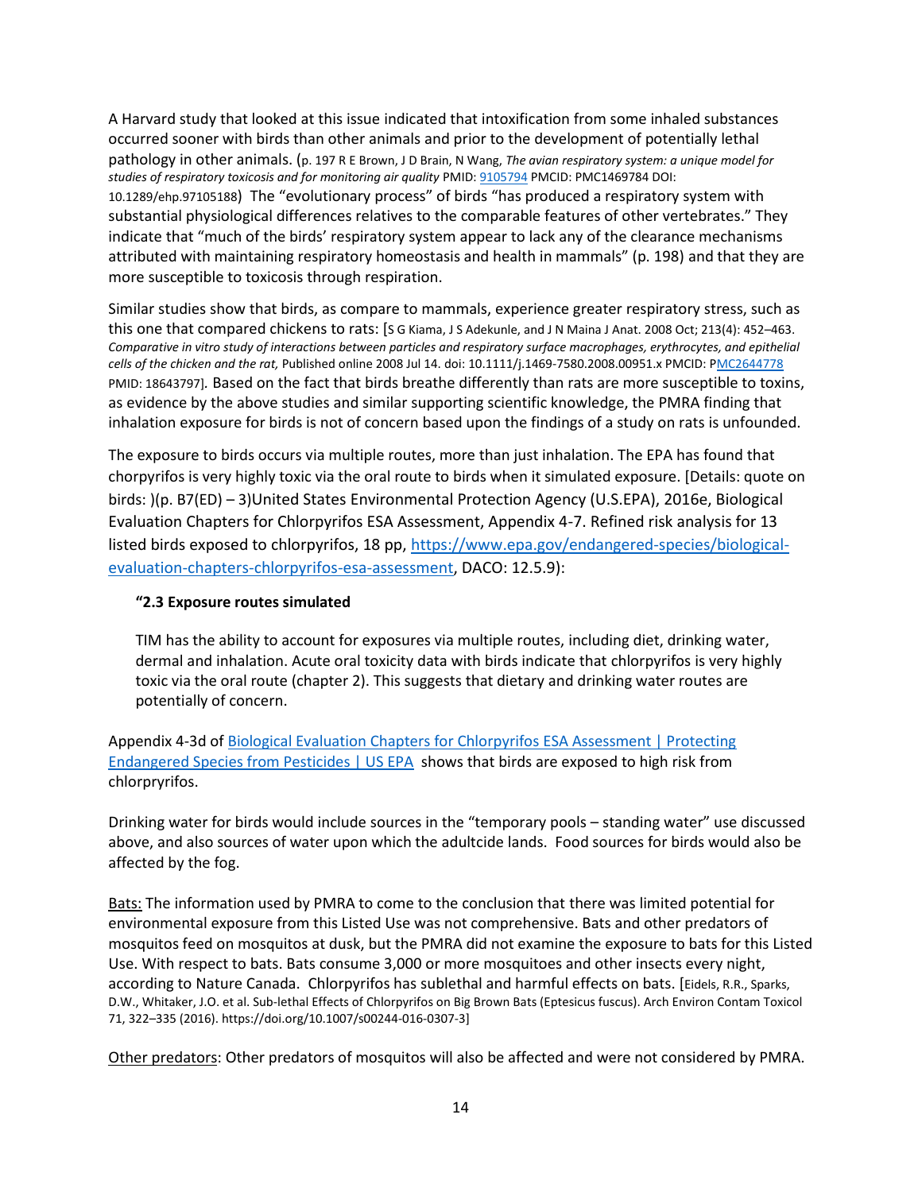A Harvard study that looked at this issue indicated that intoxification from some inhaled substances occurred sooner with birds than other animals and prior to the development of potentially lethal pathology in other animals. (p. 197 R E Brown, J D Brain, N Wang, *The avian respiratory system: a unique model for studies of respiratory toxicosis and for monitoring air quality* PMID: 9105794 PMCID: PMC1469784 DOI: 10.1289/ehp.97105188) The "evolutionary process" of birds "has produced a respiratory system with substantial physiological differences relatives to the comparable features of other vertebrates." They indicate that "much of the birds' respiratory system appear to lack any of the clearance mechanisms attributed with maintaining respiratory homeostasis and health in mammals" (p. 198) and that they are more susceptible to toxicosis through respiration.

Similar studies show that birds, as compare to mammals, experience greater respiratory stress, such as this one that compared chickens to rats: [S G Kiama, J S Adekunle, and J N Maina J Anat. 2008 Oct; 213(4): 452–463. *Comparative in vitro study of interactions between particles and respiratory surface macrophages, erythrocytes, and epithelial cells of the chicken and the rat,* Published online 2008 Jul 14. doi: 10.1111/j.1469-7580.2008.00951.x PMCID: PMC2644778 PMID: 18643797]. Based on the fact that birds breathe differently than rats are more susceptible to toxins, as evidence by the above studies and similar supporting scientific knowledge, the PMRA finding that inhalation exposure for birds is not of concern based upon the findings of a study on rats is unfounded.

The exposure to birds occurs via multiple routes, more than just inhalation. The EPA has found that chorpyrifos is very highly toxic via the oral route to birds when it simulated exposure. [Details: quote on birds: )(p. B7(ED) – 3)United States Environmental Protection Agency (U.S.EPA), 2016e, Biological Evaluation Chapters for Chlorpyrifos ESA Assessment, Appendix 4-7. Refined risk analysis for 13 listed birds exposed to chlorpyrifos, 18 pp, https://www.epa.gov/endangered-species/biological-evaluation-chapters-chlorpyrifos-esa-assessment, DACO: 12.5.9):

> **"2.3 Exposure routes simulated**
>
> TIM has the ability to account for exposures via multiple routes, including diet, drinking water, dermal and inhalation. Acute oral toxicity data with birds indicate that chlorpyrifos is very highly toxic via the oral route (chapter 2). This suggests that dietary and drinking water routes are potentially of concern.

Appendix 4-3d of Biological Evaluation Chapters for Chlorpyrifos ESA Assessment | Protecting Endangered Species from Pesticides | US EPA shows that birds are exposed to high risk from chlorpryrifos.

Drinking water for birds would include sources in the "temporary pools – standing water" use discussed above, and also sources of water upon which the adultcide lands. Food sources for birds would also be affected by the fog.

Bats: The information used by PMRA to come to the conclusion that there was limited potential for environmental exposure from this Listed Use was not comprehensive. Bats and other predators of mosquitos feed on mosquitos at dusk, but the PMRA did not examine the exposure to bats for this Listed Use. With respect to bats. Bats consume 3,000 or more mosquitoes and other insects every night, according to Nature Canada. Chlorpyrifos has sublethal and harmful effects on bats. [Eidels, R.R., Sparks, D.W., Whitaker, J.O. et al. Sub-lethal Effects of Chlorpyrifos on Big Brown Bats (Eptesicus fuscus). Arch Environ Contam Toxicol 71, 322–335 (2016). https://doi.org/10.1007/s00244-016-0307-3]

Other predators: Other predators of mosquitos will also be affected and were not considered by PMRA.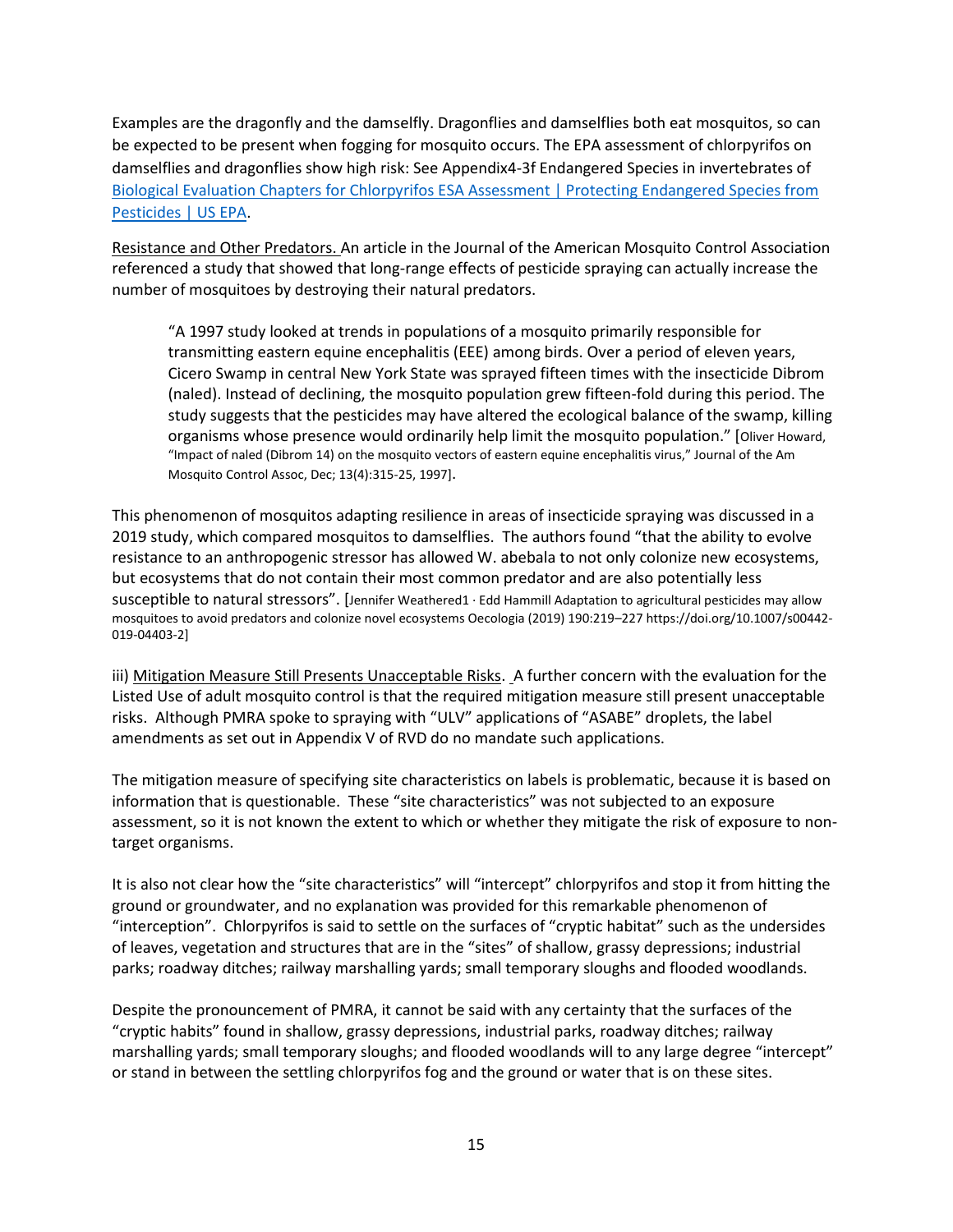Examples are the dragonfly and the damselfly. Dragonflies and damselflies both eat mosquitos, so can be expected to be present when fogging for mosquito occurs. The EPA assessment of chlorpyrifos on damselflies and dragonflies show high risk: See Appendix4-3f Endangered Species in invertebrates of [Biological Evaluation Chapters for Chlorpyrifos ESA Assessment | Protecting Endangered Species from Pesticides | US EPA]().

<u>Resistance and Other Predators.</u> An article in the Journal of the American Mosquito Control Association referenced a study that showed that long-range effects of pesticide spraying can actually increase the number of mosquitoes by destroying their natural predators.

> "A 1997 study looked at trends in populations of a mosquito primarily responsible for transmitting eastern equine encephalitis (EEE) among birds. Over a period of eleven years, Cicero Swamp in central New York State was sprayed fifteen times with the insecticide Dibrom (naled). Instead of declining, the mosquito population grew fifteen-fold during this period. The study suggests that the pesticides may have altered the ecological balance of the swamp, killing organisms whose presence would ordinarily help limit the mosquito population." [Oliver Howard, "Impact of naled (Dibrom 14) on the mosquito vectors of eastern equine encephalitis virus," Journal of the Am Mosquito Control Assoc, Dec; 13(4):315-25, 1997].

This phenomenon of mosquitos adapting resilience in areas of insecticide spraying was discussed in a 2019 study, which compared mosquitos to damselflies. The authors found "that the ability to evolve resistance to an anthropogenic stressor has allowed W. abebala to not only colonize new ecosystems, but ecosystems that do not contain their most common predator and are also potentially less susceptible to natural stressors". [Jennifer Weathered1 · Edd Hammill Adaptation to agricultural pesticides may allow mosquitoes to avoid predators and colonize novel ecosystems Oecologia (2019) 190:219–227 https://doi.org/10.1007/s00442-019-04403-2]

iii) <u>Mitigation Measure Still Presents Unacceptable Risks</u>. A further concern with the evaluation for the Listed Use of adult mosquito control is that the required mitigation measure still present unacceptable risks. Although PMRA spoke to spraying with "ULV" applications of "ASABE" droplets, the label amendments as set out in Appendix V of RVD do no mandate such applications.

The mitigation measure of specifying site characteristics on labels is problematic, because it is based on information that is questionable. These "site characteristics" was not subjected to an exposure assessment, so it is not known the extent to which or whether they mitigate the risk of exposure to non-target organisms.

It is also not clear how the "site characteristics" will "intercept" chlorpyrifos and stop it from hitting the ground or groundwater, and no explanation was provided for this remarkable phenomenon of "interception". Chlorpyrifos is said to settle on the surfaces of "cryptic habitat" such as the undersides of leaves, vegetation and structures that are in the "sites" of shallow, grassy depressions; industrial parks; roadway ditches; railway marshalling yards; small temporary sloughs and flooded woodlands.

Despite the pronouncement of PMRA, it cannot be said with any certainty that the surfaces of the "cryptic habits" found in shallow, grassy depressions, industrial parks, roadway ditches; railway marshalling yards; small temporary sloughs; and flooded woodlands will to any large degree "intercept" or stand in between the settling chlorpyrifos fog and the ground or water that is on these sites.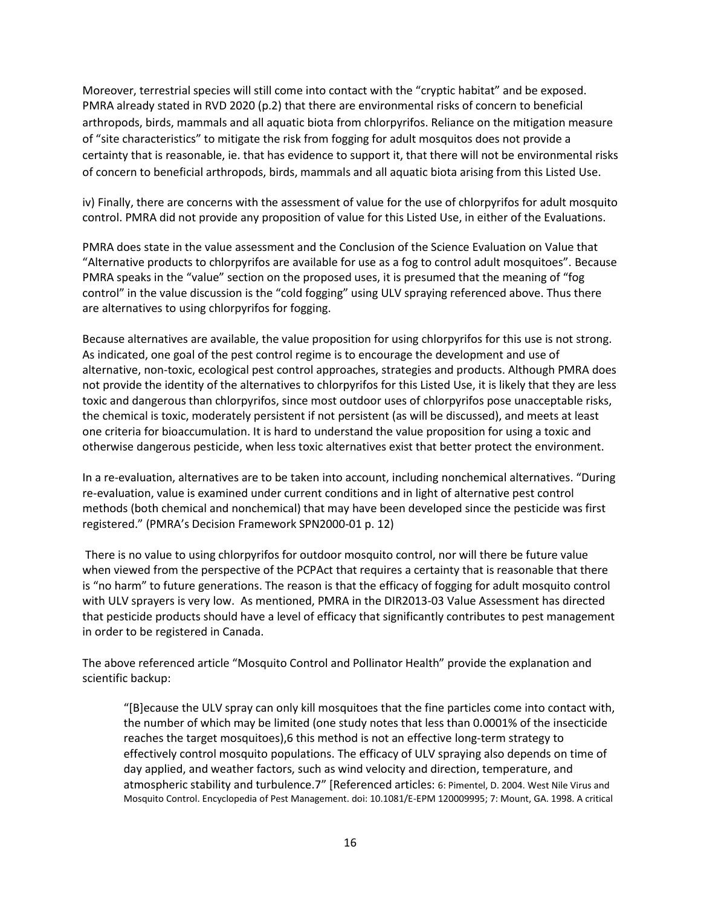Moreover, terrestrial species will still come into contact with the "cryptic habitat" and be exposed. PMRA already stated in RVD 2020 (p.2) that there are environmental risks of concern to beneficial arthropods, birds, mammals and all aquatic biota from chlorpyrifos. Reliance on the mitigation measure of "site characteristics" to mitigate the risk from fogging for adult mosquitos does not provide a certainty that is reasonable, ie. that has evidence to support it, that there will not be environmental risks of concern to beneficial arthropods, birds, mammals and all aquatic biota arising from this Listed Use.

iv) Finally, there are concerns with the assessment of value for the use of chlorpyrifos for adult mosquito control. PMRA did not provide any proposition of value for this Listed Use, in either of the Evaluations.

PMRA does state in the value assessment and the Conclusion of the Science Evaluation on Value that "Alternative products to chlorpyrifos are available for use as a fog to control adult mosquitoes". Because PMRA speaks in the "value" section on the proposed uses, it is presumed that the meaning of "fog control" in the value discussion is the "cold fogging" using ULV spraying referenced above. Thus there are alternatives to using chlorpyrifos for fogging.

Because alternatives are available, the value proposition for using chlorpyrifos for this use is not strong. As indicated, one goal of the pest control regime is to encourage the development and use of alternative, non-toxic, ecological pest control approaches, strategies and products. Although PMRA does not provide the identity of the alternatives to chlorpyrifos for this Listed Use, it is likely that they are less toxic and dangerous than chlorpyrifos, since most outdoor uses of chlorpyrifos pose unacceptable risks, the chemical is toxic, moderately persistent if not persistent (as will be discussed), and meets at least one criteria for bioaccumulation. It is hard to understand the value proposition for using a toxic and otherwise dangerous pesticide, when less toxic alternatives exist that better protect the environment.

In a re-evaluation, alternatives are to be taken into account, including nonchemical alternatives. "During re-evaluation, value is examined under current conditions and in light of alternative pest control methods (both chemical and nonchemical) that may have been developed since the pesticide was first registered." (PMRA's Decision Framework SPN2000-01 p. 12)

There is no value to using chlorpyrifos for outdoor mosquito control, nor will there be future value when viewed from the perspective of the PCPAct that requires a certainty that is reasonable that there is "no harm" to future generations. The reason is that the efficacy of fogging for adult mosquito control with ULV sprayers is very low. As mentioned, PMRA in the DIR2013-03 Value Assessment has directed that pesticide products should have a level of efficacy that significantly contributes to pest management in order to be registered in Canada.

The above referenced article "Mosquito Control and Pollinator Health" provide the explanation and scientific backup:

> "[B]ecause the ULV spray can only kill mosquitoes that the fine particles come into contact with, the number of which may be limited (one study notes that less than 0.0001% of the insecticide reaches the target mosquitoes),6 this method is not an effective long-term strategy to effectively control mosquito populations. The efficacy of ULV spraying also depends on time of day applied, and weather factors, such as wind velocity and direction, temperature, and atmospheric stability and turbulence.7" [Referenced articles: 6: Pimentel, D. 2004. West Nile Virus and Mosquito Control. Encyclopedia of Pest Management. doi: 10.1081/E-EPM 120009995; 7: Mount, GA. 1998. A critical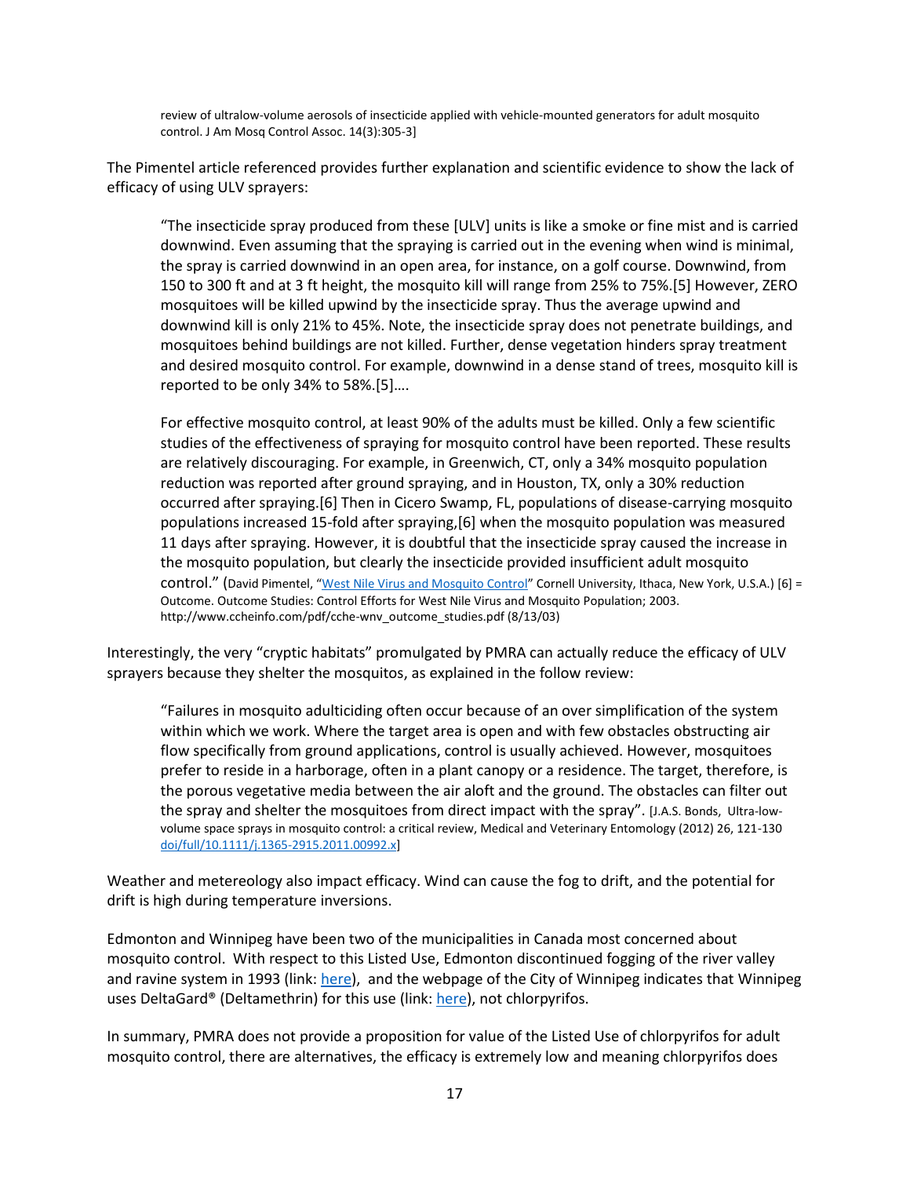review of ultralow-volume aerosols of insecticide applied with vehicle-mounted generators for adult mosquito control. J Am Mosq Control Assoc. 14(3):305-3]

The Pimentel article referenced provides further explanation and scientific evidence to show the lack of efficacy of using ULV sprayers:

> "The insecticide spray produced from these [ULV] units is like a smoke or fine mist and is carried downwind. Even assuming that the spraying is carried out in the evening when wind is minimal, the spray is carried downwind in an open area, for instance, on a golf course. Downwind, from 150 to 300 ft and at 3 ft height, the mosquito kill will range from 25% to 75%.[5] However, ZERO mosquitoes will be killed upwind by the insecticide spray. Thus the average upwind and downwind kill is only 21% to 45%. Note, the insecticide spray does not penetrate buildings, and mosquitoes behind buildings are not killed. Further, dense vegetation hinders spray treatment and desired mosquito control. For example, downwind in a dense stand of trees, mosquito kill is reported to be only 34% to 58%.[5]….
>
> For effective mosquito control, at least 90% of the adults must be killed. Only a few scientific studies of the effectiveness of spraying for mosquito control have been reported. These results are relatively discouraging. For example, in Greenwich, CT, only a 34% mosquito population reduction was reported after ground spraying, and in Houston, TX, only a 30% reduction occurred after spraying.[6] Then in Cicero Swamp, FL, populations of disease-carrying mosquito populations increased 15-fold after spraying,[6] when the mosquito population was measured 11 days after spraying. However, it is doubtful that the insecticide spray caused the increase in the mosquito population, but clearly the insecticide provided insufficient adult mosquito control." (David Pimentel, "West Nile Virus and Mosquito Control" Cornell University, Ithaca, New York, U.S.A.) [6] = Outcome. Outcome Studies: Control Efforts for West Nile Virus and Mosquito Population; 2003. http://www.ccheinfo.com/pdf/cche-wnv_outcome_studies.pdf (8/13/03)

Interestingly, the very "cryptic habitats" promulgated by PMRA can actually reduce the efficacy of ULV sprayers because they shelter the mosquitos, as explained in the follow review:

> "Failures in mosquito adulticiding often occur because of an over simplification of the system within which we work. Where the target area is open and with few obstacles obstructing air flow specifically from ground applications, control is usually achieved. However, mosquitoes prefer to reside in a harborage, often in a plant canopy or a residence. The target, therefore, is the porous vegetative media between the air aloft and the ground. The obstacles can filter out the spray and shelter the mosquitoes from direct impact with the spray". [J.A.S. Bonds, Ultra-low-volume space sprays in mosquito control: a critical review, Medical and Veterinary Entomology (2012) 26, 121-130 doi/full/10.1111/j.1365-2915.2011.00992.x]

Weather and metereology also impact efficacy. Wind can cause the fog to drift, and the potential for drift is high during temperature inversions.

Edmonton and Winnipeg have been two of the municipalities in Canada most concerned about mosquito control. With respect to this Listed Use, Edmonton discontinued fogging of the river valley and ravine system in 1993 (link: here), and the webpage of the City of Winnipeg indicates that Winnipeg uses DeltaGard® (Deltamethrin) for this use (link: here), not chlorpyrifos.

In summary, PMRA does not provide a proposition for value of the Listed Use of chlorpyrifos for adult mosquito control, there are alternatives, the efficacy is extremely low and meaning chlorpyrifos does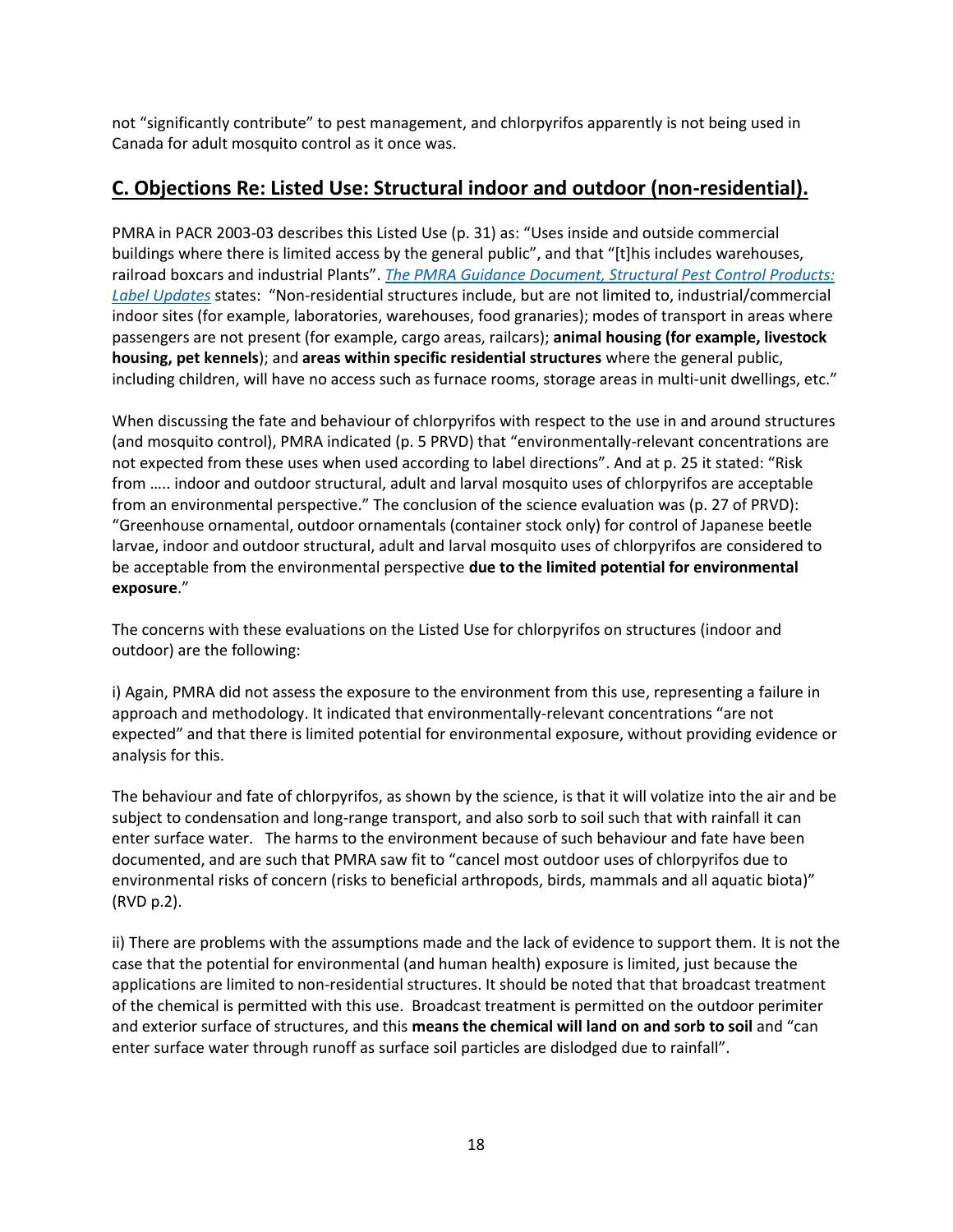not "significantly contribute" to pest management, and chlorpyrifos apparently is not being used in Canada for adult mosquito control as it once was.

## C. Objections Re: Listed Use: Structural indoor and outdoor (non-residential).

PMRA in PACR 2003-03 describes this Listed Use (p. 31) as: "Uses inside and outside commercial buildings where there is limited access by the general public", and that "[t]his includes warehouses, railroad boxcars and industrial Plants". *The PMRA Guidance Document, Structural Pest Control Products: Label Updates* states: "Non-residential structures include, but are not limited to, industrial/commercial indoor sites (for example, laboratories, warehouses, food granaries); modes of transport in areas where passengers are not present (for example, cargo areas, railcars); **animal housing (for example, livestock housing, pet kennels**); and **areas within specific residential structures** where the general public, including children, will have no access such as furnace rooms, storage areas in multi-unit dwellings, etc."

When discussing the fate and behaviour of chlorpyrifos with respect to the use in and around structures (and mosquito control), PMRA indicated (p. 5 PRVD) that "environmentally-relevant concentrations are not expected from these uses when used according to label directions". And at p. 25 it stated: "Risk from ….. indoor and outdoor structural, adult and larval mosquito uses of chlorpyrifos are acceptable from an environmental perspective." The conclusion of the science evaluation was (p. 27 of PRVD): "Greenhouse ornamental, outdoor ornamentals (container stock only) for control of Japanese beetle larvae, indoor and outdoor structural, adult and larval mosquito uses of chlorpyrifos are considered to be acceptable from the environmental perspective **due to the limited potential for environmental exposure**."

The concerns with these evaluations on the Listed Use for chlorpyrifos on structures (indoor and outdoor) are the following:

i) Again, PMRA did not assess the exposure to the environment from this use, representing a failure in approach and methodology. It indicated that environmentally-relevant concentrations "are not expected" and that there is limited potential for environmental exposure, without providing evidence or analysis for this.

The behaviour and fate of chlorpyrifos, as shown by the science, is that it will volatize into the air and be subject to condensation and long-range transport, and also sorb to soil such that with rainfall it can enter surface water. The harms to the environment because of such behaviour and fate have been documented, and are such that PMRA saw fit to "cancel most outdoor uses of chlorpyrifos due to environmental risks of concern (risks to beneficial arthropods, birds, mammals and all aquatic biota)" (RVD p.2).

ii) There are problems with the assumptions made and the lack of evidence to support them. It is not the case that the potential for environmental (and human health) exposure is limited, just because the applications are limited to non-residential structures. It should be noted that that broadcast treatment of the chemical is permitted with this use. Broadcast treatment is permitted on the outdoor perimiter and exterior surface of structures, and this **means the chemical will land on and sorb to soil** and "can enter surface water through runoff as surface soil particles are dislodged due to rainfall".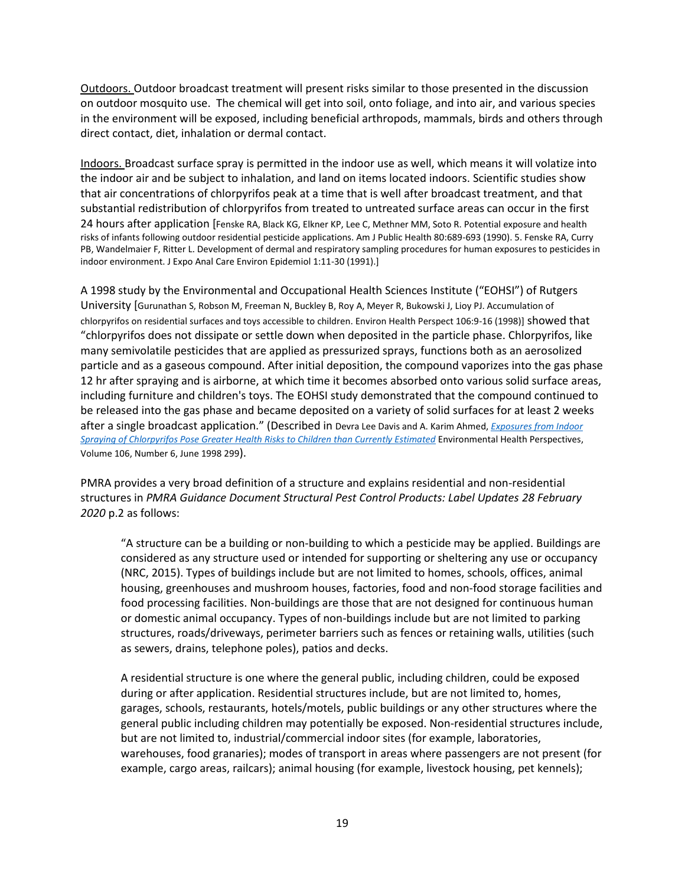Outdoors. Outdoor broadcast treatment will present risks similar to those presented in the discussion on outdoor mosquito use. The chemical will get into soil, onto foliage, and into air, and various species in the environment will be exposed, including beneficial arthropods, mammals, birds and others through direct contact, diet, inhalation or dermal contact.

Indoors. Broadcast surface spray is permitted in the indoor use as well, which means it will volatize into the indoor air and be subject to inhalation, and land on items located indoors. Scientific studies show that air concentrations of chlorpyrifos peak at a time that is well after broadcast treatment, and that substantial redistribution of chlorpyrifos from treated to untreated surface areas can occur in the first 24 hours after application [Fenske RA, Black KG, Elkner KP, Lee C, Methner MM, Soto R. Potential exposure and health risks of infants following outdoor residential pesticide applications. Am J Public Health 80:689-693 (1990). 5. Fenske RA, Curry PB, Wandelmaier F, Ritter L. Development of dermal and respiratory sampling procedures for human exposures to pesticides in indoor environment. J Expo Anal Care Environ Epidemiol 1:11-30 (1991).]

A 1998 study by the Environmental and Occupational Health Sciences Institute ("EOHSI") of Rutgers University [Gurunathan S, Robson M, Freeman N, Buckley B, Roy A, Meyer R, Bukowski J, Lioy PJ. Accumulation of chlorpyrifos on residential surfaces and toys accessible to children. Environ Health Perspect 106:9-16 (1998)] showed that "chlorpyrifos does not dissipate or settle down when deposited in the particle phase. Chlorpyrifos, like many semivolatile pesticides that are applied as pressurized sprays, functions both as an aerosolized particle and as a gaseous compound. After initial deposition, the compound vaporizes into the gas phase 12 hr after spraying and is airborne, at which time it becomes absorbed onto various solid surface areas, including furniture and children's toys. The EOHSI study demonstrated that the compound continued to be released into the gas phase and became deposited on a variety of solid surfaces for at least 2 weeks after a single broadcast application." (Described in Devra Lee Davis and A. Karim Ahmed, *Exposures from Indoor Spraying of Chlorpyrifos Pose Greater Health Risks to Children than Currently Estimated* Environmental Health Perspectives, Volume 106, Number 6, June 1998 299).

PMRA provides a very broad definition of a structure and explains residential and non-residential structures in *PMRA Guidance Document Structural Pest Control Products: Label Updates 28 February 2020* p.2 as follows:

> "A structure can be a building or non-building to which a pesticide may be applied. Buildings are considered as any structure used or intended for supporting or sheltering any use or occupancy (NRC, 2015). Types of buildings include but are not limited to homes, schools, offices, animal housing, greenhouses and mushroom houses, factories, food and non-food storage facilities and food processing facilities. Non-buildings are those that are not designed for continuous human or domestic animal occupancy. Types of non-buildings include but are not limited to parking structures, roads/driveways, perimeter barriers such as fences or retaining walls, utilities (such as sewers, drains, telephone poles), patios and decks.
>
> A residential structure is one where the general public, including children, could be exposed during or after application. Residential structures include, but are not limited to, homes, garages, schools, restaurants, hotels/motels, public buildings or any other structures where the general public including children may potentially be exposed. Non-residential structures include, but are not limited to, industrial/commercial indoor sites (for example, laboratories, warehouses, food granaries); modes of transport in areas where passengers are not present (for example, cargo areas, railcars); animal housing (for example, livestock housing, pet kennels);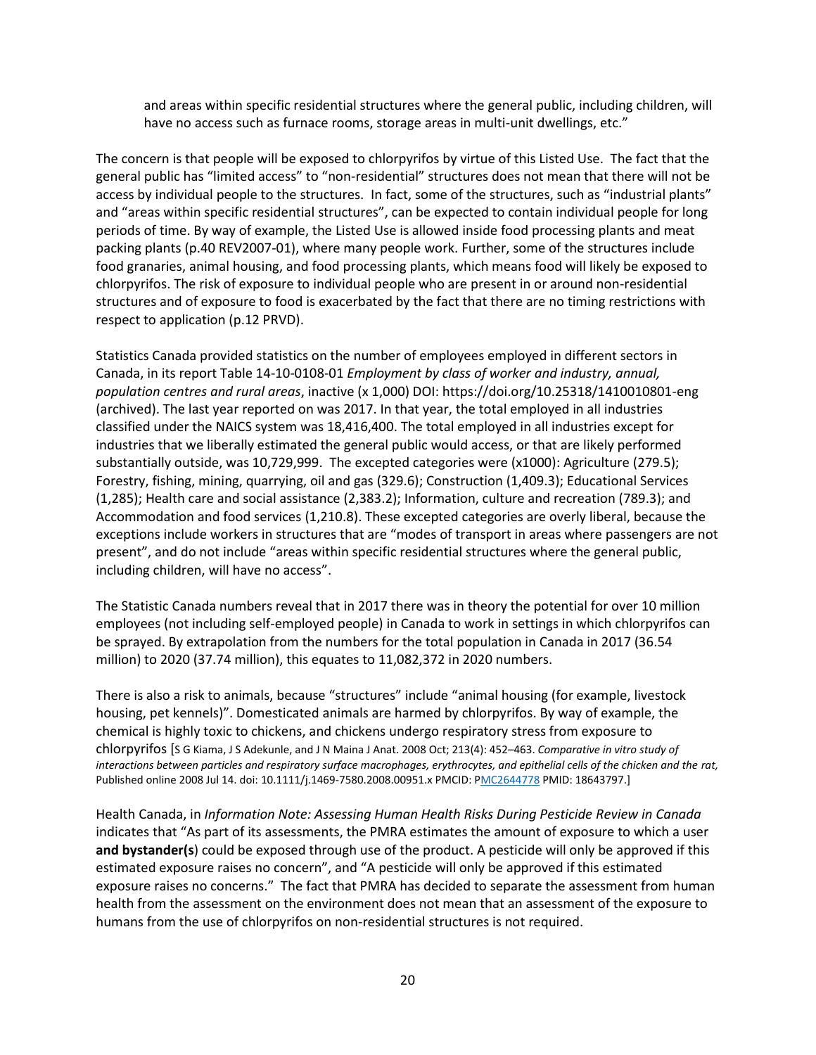and areas within specific residential structures where the general public, including children, will have no access such as furnace rooms, storage areas in multi-unit dwellings, etc."

The concern is that people will be exposed to chlorpyrifos by virtue of this Listed Use. The fact that the general public has "limited access" to "non-residential" structures does not mean that there will not be access by individual people to the structures. In fact, some of the structures, such as "industrial plants" and "areas within specific residential structures", can be expected to contain individual people for long periods of time. By way of example, the Listed Use is allowed inside food processing plants and meat packing plants (p.40 REV2007-01), where many people work. Further, some of the structures include food granaries, animal housing, and food processing plants, which means food will likely be exposed to chlorpyrifos. The risk of exposure to individual people who are present in or around non-residential structures and of exposure to food is exacerbated by the fact that there are no timing restrictions with respect to application (p.12 PRVD).

Statistics Canada provided statistics on the number of employees employed in different sectors in Canada, in its report Table 14-10-0108-01 *Employment by class of worker and industry, annual, population centres and rural areas*, inactive (x 1,000) DOI: https://doi.org/10.25318/1410010801-eng (archived). The last year reported on was 2017. In that year, the total employed in all industries classified under the NAICS system was 18,416,400. The total employed in all industries except for industries that we liberally estimated the general public would access, or that are likely performed substantially outside, was 10,729,999. The excepted categories were (x1000): Agriculture (279.5); Forestry, fishing, mining, quarrying, oil and gas (329.6); Construction (1,409.3); Educational Services (1,285); Health care and social assistance (2,383.2); Information, culture and recreation (789.3); and Accommodation and food services (1,210.8). These excepted categories are overly liberal, because the exceptions include workers in structures that are "modes of transport in areas where passengers are not present", and do not include "areas within specific residential structures where the general public, including children, will have no access".

The Statistic Canada numbers reveal that in 2017 there was in theory the potential for over 10 million employees (not including self-employed people) in Canada to work in settings in which chlorpyrifos can be sprayed. By extrapolation from the numbers for the total population in Canada in 2017 (36.54 million) to 2020 (37.74 million), this equates to 11,082,372 in 2020 numbers.

There is also a risk to animals, because "structures" include "animal housing (for example, livestock housing, pet kennels)". Domesticated animals are harmed by chlorpyrifos. By way of example, the chemical is highly toxic to chickens, and chickens undergo respiratory stress from exposure to chlorpyrifos [S G Kiama, J S Adekunle, and J N Maina J Anat. 2008 Oct; 213(4): 452–463. *Comparative in vitro study of interactions between particles and respiratory surface macrophages, erythrocytes, and epithelial cells of the chicken and the rat,* Published online 2008 Jul 14. doi: 10.1111/j.1469-7580.2008.00951.x PMCID: PMC2644778 PMID: 18643797.]

Health Canada, in *Information Note: Assessing Human Health Risks During Pesticide Review in Canada* indicates that "As part of its assessments, the PMRA estimates the amount of exposure to which a user **and bystander(s**) could be exposed through use of the product. A pesticide will only be approved if this estimated exposure raises no concern", and "A pesticide will only be approved if this estimated exposure raises no concerns." The fact that PMRA has decided to separate the assessment from human health from the assessment on the environment does not mean that an assessment of the exposure to humans from the use of chlorpyrifos on non-residential structures is not required.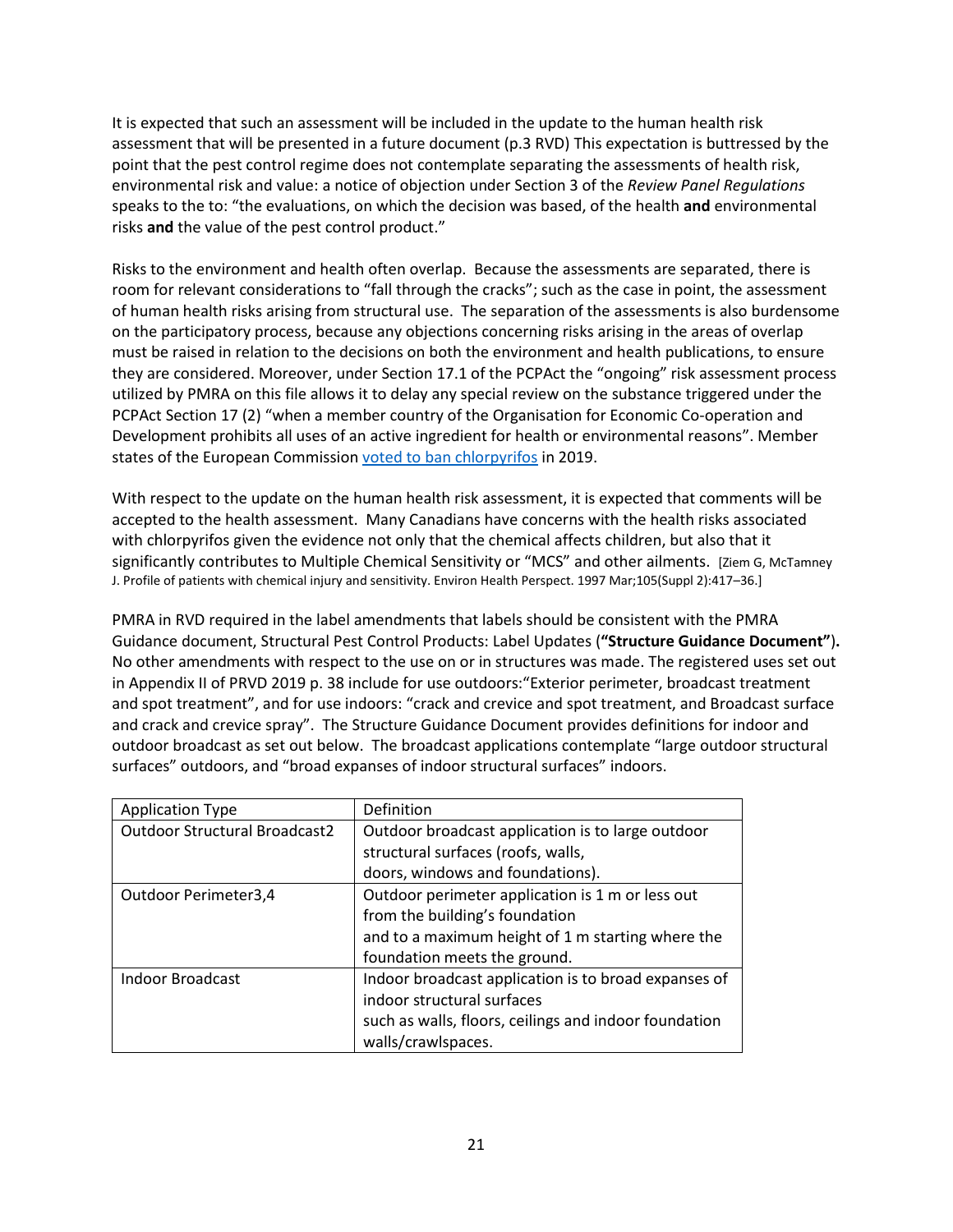It is expected that such an assessment will be included in the update to the human health risk assessment that will be presented in a future document (p.3 RVD) This expectation is buttressed by the point that the pest control regime does not contemplate separating the assessments of health risk, environmental risk and value: a notice of objection under Section 3 of the *Review Panel Regulations* speaks to the to: "the evaluations, on which the decision was based, of the health **and** environmental risks **and** the value of the pest control product."

Risks to the environment and health often overlap. Because the assessments are separated, there is room for relevant considerations to "fall through the cracks"; such as the case in point, the assessment of human health risks arising from structural use. The separation of the assessments is also burdensome on the participatory process, because any objections concerning risks arising in the areas of overlap must be raised in relation to the decisions on both the environment and health publications, to ensure they are considered. Moreover, under Section 17.1 of the PCPAct the "ongoing" risk assessment process utilized by PMRA on this file allows it to delay any special review on the substance triggered under the PCPAct Section 17 (2) "when a member country of the Organisation for Economic Co-operation and Development prohibits all uses of an active ingredient for health or environmental reasons". Member states of the European Commission voted to ban chlorpyrifos in 2019.

With respect to the update on the human health risk assessment, it is expected that comments will be accepted to the health assessment. Many Canadians have concerns with the health risks associated with chlorpyrifos given the evidence not only that the chemical affects children, but also that it significantly contributes to Multiple Chemical Sensitivity or "MCS" and other ailments. [Ziem G, McTamney J. Profile of patients with chemical injury and sensitivity. Environ Health Perspect. 1997 Mar;105(Suppl 2):417–36.]

PMRA in RVD required in the label amendments that labels should be consistent with the PMRA Guidance document, Structural Pest Control Products: Label Updates (**"Structure Guidance Document"**). No other amendments with respect to the use on or in structures was made. The registered uses set out in Appendix II of PRVD 2019 p. 38 include for use outdoors:"Exterior perimeter, broadcast treatment and spot treatment", and for use indoors: "crack and crevice and spot treatment, and Broadcast surface and crack and crevice spray". The Structure Guidance Document provides definitions for indoor and outdoor broadcast as set out below. The broadcast applications contemplate "large outdoor structural surfaces" outdoors, and "broad expanses of indoor structural surfaces" indoors.

| Application Type | Definition |
|---|---|
| Outdoor Structural Broadcast2 | Outdoor broadcast application is to large outdoor structural surfaces (roofs, walls, doors, windows and foundations). |
| Outdoor Perimeter3,4 | Outdoor perimeter application is 1 m or less out from the building's foundation and to a maximum height of 1 m starting where the foundation meets the ground. |
| Indoor Broadcast | Indoor broadcast application is to broad expanses of indoor structural surfaces such as walls, floors, ceilings and indoor foundation walls/crawlspaces. |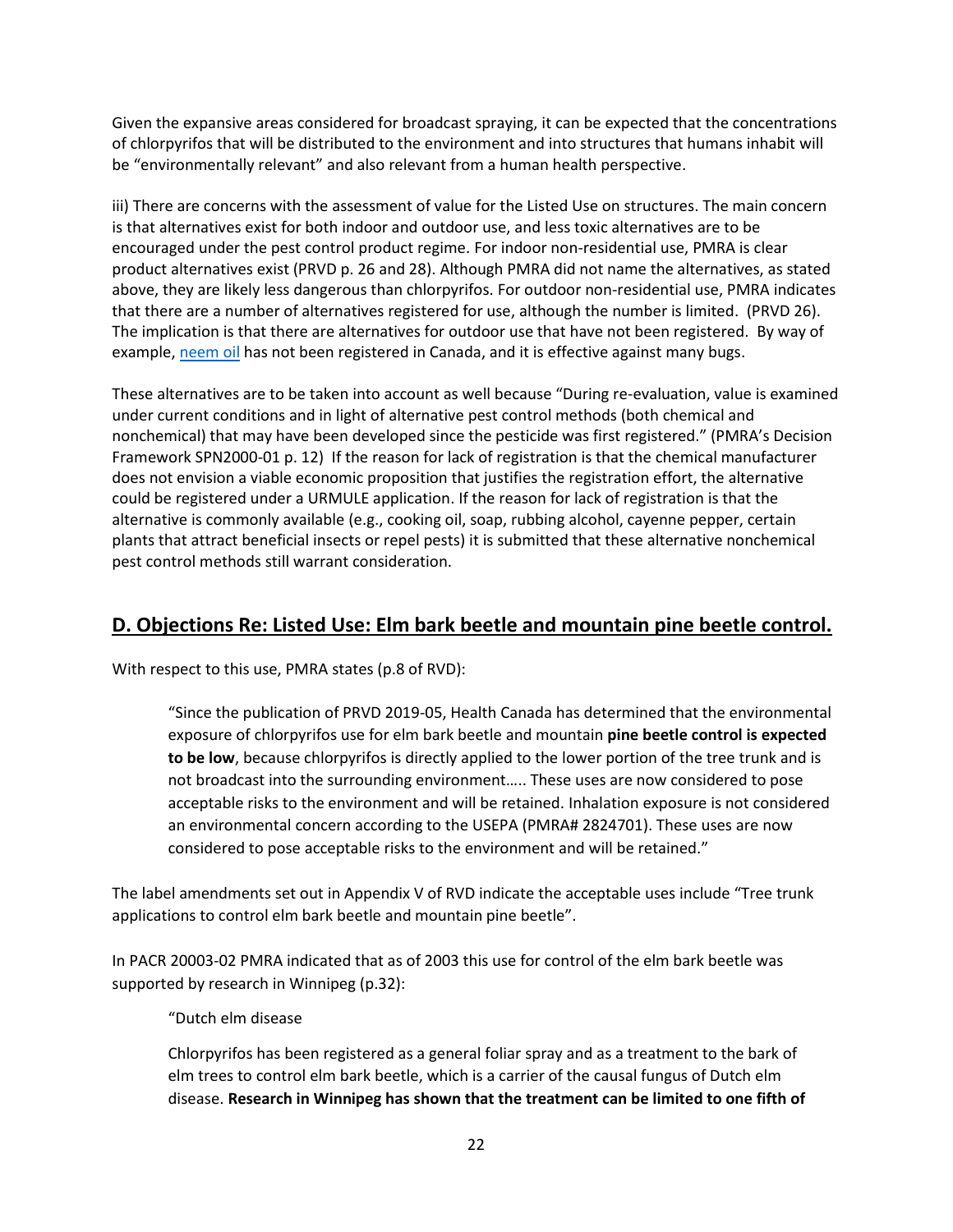Given the expansive areas considered for broadcast spraying, it can be expected that the concentrations of chlorpyrifos that will be distributed to the environment and into structures that humans inhabit will be "environmentally relevant" and also relevant from a human health perspective.

iii) There are concerns with the assessment of value for the Listed Use on structures. The main concern is that alternatives exist for both indoor and outdoor use, and less toxic alternatives are to be encouraged under the pest control product regime. For indoor non-residential use, PMRA is clear product alternatives exist (PRVD p. 26 and 28). Although PMRA did not name the alternatives, as stated above, they are likely less dangerous than chlorpyrifos. For outdoor non-residential use, PMRA indicates that there are a number of alternatives registered for use, although the number is limited. (PRVD 26). The implication is that there are alternatives for outdoor use that have not been registered. By way of example, neem oil has not been registered in Canada, and it is effective against many bugs.

These alternatives are to be taken into account as well because "During re-evaluation, value is examined under current conditions and in light of alternative pest control methods (both chemical and nonchemical) that may have been developed since the pesticide was first registered." (PMRA's Decision Framework SPN2000-01 p. 12) If the reason for lack of registration is that the chemical manufacturer does not envision a viable economic proposition that justifies the registration effort, the alternative could be registered under a URMULE application. If the reason for lack of registration is that the alternative is commonly available (e.g., cooking oil, soap, rubbing alcohol, cayenne pepper, certain plants that attract beneficial insects or repel pests) it is submitted that these alternative nonchemical pest control methods still warrant consideration.

## D. Objections Re: Listed Use: Elm bark beetle and mountain pine beetle control.

With respect to this use, PMRA states (p.8 of RVD):

> "Since the publication of PRVD 2019-05, Health Canada has determined that the environmental exposure of chlorpyrifos use for elm bark beetle and mountain **pine beetle control is expected to be low**, because chlorpyrifos is directly applied to the lower portion of the tree trunk and is not broadcast into the surrounding environment….. These uses are now considered to pose acceptable risks to the environment and will be retained. Inhalation exposure is not considered an environmental concern according to the USEPA (PMRA# 2824701). These uses are now considered to pose acceptable risks to the environment and will be retained."

The label amendments set out in Appendix V of RVD indicate the acceptable uses include "Tree trunk applications to control elm bark beetle and mountain pine beetle".

In PACR 20003-02 PMRA indicated that as of 2003 this use for control of the elm bark beetle was supported by research in Winnipeg (p.32):

> "Dutch elm disease
>
> Chlorpyrifos has been registered as a general foliar spray and as a treatment to the bark of elm trees to control elm bark beetle, which is a carrier of the causal fungus of Dutch elm disease. **Research in Winnipeg has shown that the treatment can be limited to one fifth of**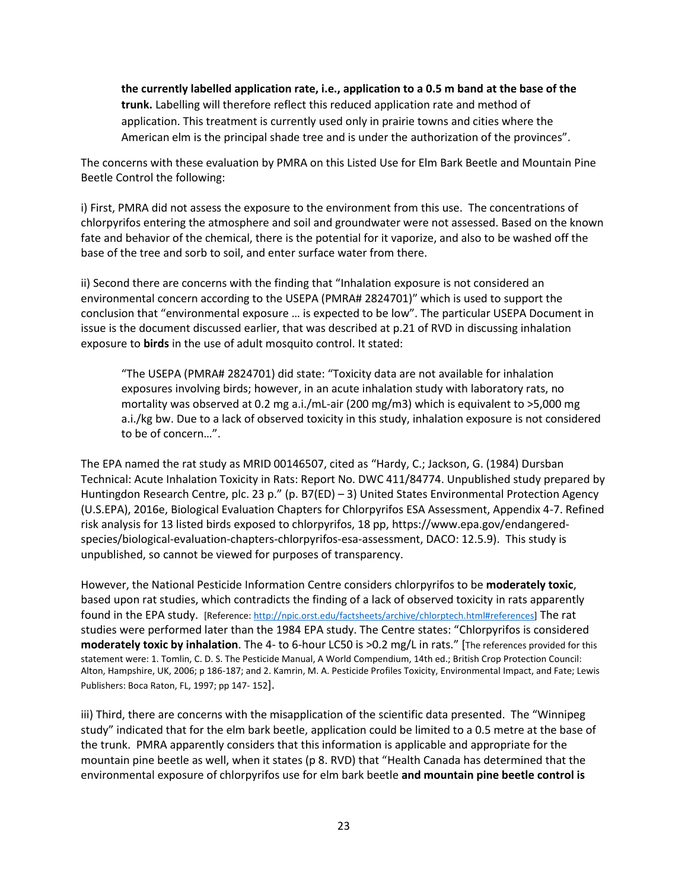> **the currently labelled application rate, i.e., application to a 0.5 m band at the base of the trunk.** Labelling will therefore reflect this reduced application rate and method of application. This treatment is currently used only in prairie towns and cities where the American elm is the principal shade tree and is under the authorization of the provinces".

The concerns with these evaluation by PMRA on this Listed Use for Elm Bark Beetle and Mountain Pine Beetle Control the following:

i) First, PMRA did not assess the exposure to the environment from this use. The concentrations of chlorpyrifos entering the atmosphere and soil and groundwater were not assessed. Based on the known fate and behavior of the chemical, there is the potential for it vaporize, and also to be washed off the base of the tree and sorb to soil, and enter surface water from there.

ii) Second there are concerns with the finding that "Inhalation exposure is not considered an environmental concern according to the USEPA (PMRA# 2824701)" which is used to support the conclusion that "environmental exposure … is expected to be low". The particular USEPA Document in issue is the document discussed earlier, that was described at p.21 of RVD in discussing inhalation exposure to **birds** in the use of adult mosquito control. It stated:

> "The USEPA (PMRA# 2824701) did state: "Toxicity data are not available for inhalation exposures involving birds; however, in an acute inhalation study with laboratory rats, no mortality was observed at 0.2 mg a.i./mL-air (200 mg/m3) which is equivalent to >5,000 mg a.i./kg bw. Due to a lack of observed toxicity in this study, inhalation exposure is not considered to be of concern…".

The EPA named the rat study as MRID 00146507, cited as "Hardy, C.; Jackson, G. (1984) Dursban Technical: Acute Inhalation Toxicity in Rats: Report No. DWC 411/84774. Unpublished study prepared by Huntingdon Research Centre, plc. 23 p." (p. B7(ED) – 3) United States Environmental Protection Agency (U.S.EPA), 2016e, Biological Evaluation Chapters for Chlorpyrifos ESA Assessment, Appendix 4-7. Refined risk analysis for 13 listed birds exposed to chlorpyrifos, 18 pp, https://www.epa.gov/endangered-species/biological-evaluation-chapters-chlorpyrifos-esa-assessment, DACO: 12.5.9). This study is unpublished, so cannot be viewed for purposes of transparency.

However, the National Pesticide Information Centre considers chlorpyrifos to be **moderately toxic**, based upon rat studies, which contradicts the finding of a lack of observed toxicity in rats apparently found in the EPA study. [Reference: http://npic.orst.edu/factsheets/archive/chlorptech.html#references] The rat studies were performed later than the 1984 EPA study. The Centre states: "Chlorpyrifos is considered **moderately toxic by inhalation**. The 4- to 6-hour LC50 is >0.2 mg/L in rats." [The references provided for this statement were: 1. Tomlin, C. D. S. The Pesticide Manual, A World Compendium, 14th ed.; British Crop Protection Council: Alton, Hampshire, UK, 2006; p 186-187; and 2. Kamrin, M. A. Pesticide Profiles Toxicity, Environmental Impact, and Fate; Lewis Publishers: Boca Raton, FL, 1997; pp 147- 152].

iii) Third, there are concerns with the misapplication of the scientific data presented. The "Winnipeg study" indicated that for the elm bark beetle, application could be limited to a 0.5 metre at the base of the trunk. PMRA apparently considers that this information is applicable and appropriate for the mountain pine beetle as well, when it states (p 8. RVD) that "Health Canada has determined that the environmental exposure of chlorpyrifos use for elm bark beetle **and mountain pine beetle control is**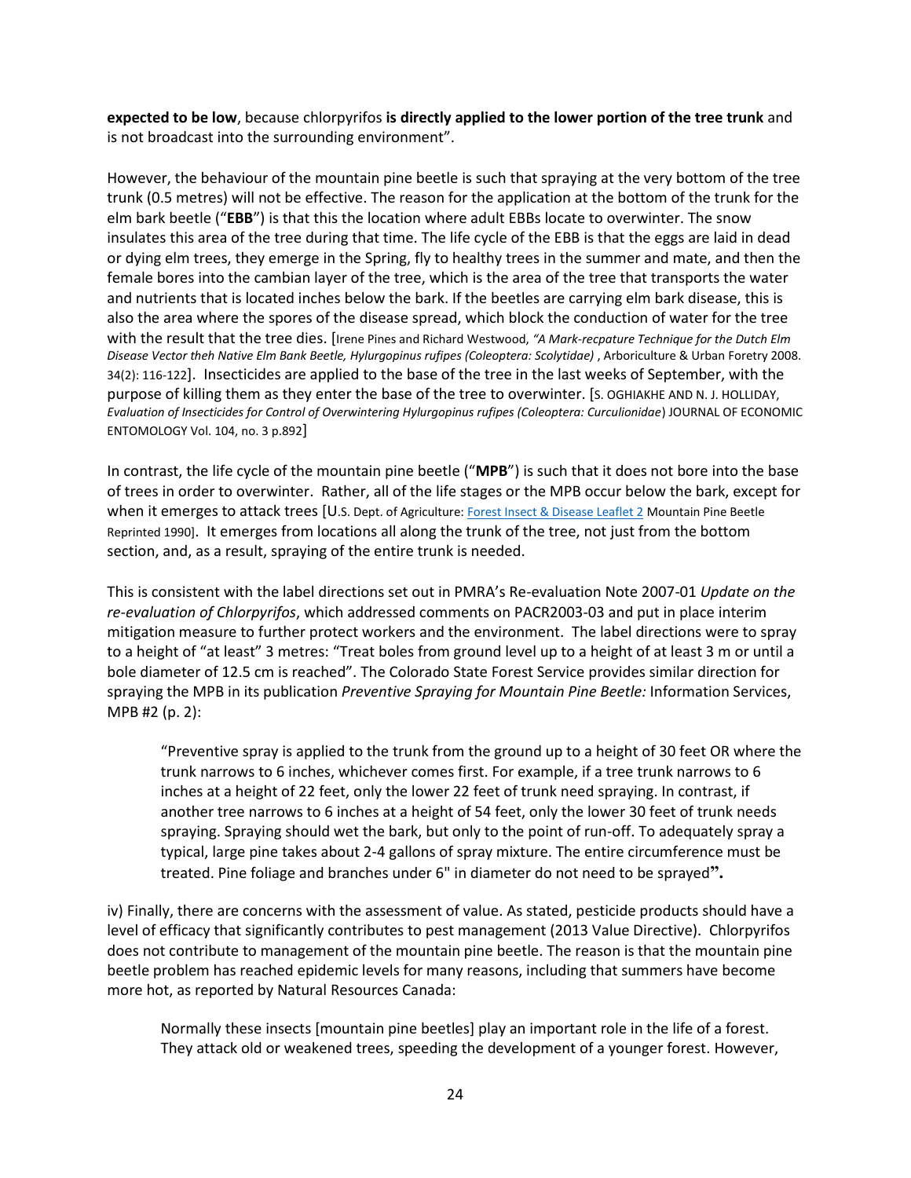**expected to be low**, because chlorpyrifos **is directly applied to the lower portion of the tree trunk** and is not broadcast into the surrounding environment".

However, the behaviour of the mountain pine beetle is such that spraying at the very bottom of the tree trunk (0.5 metres) will not be effective. The reason for the application at the bottom of the trunk for the elm bark beetle ("**EBB**") is that this the location where adult EBBs locate to overwinter. The snow insulates this area of the tree during that time. The life cycle of the EBB is that the eggs are laid in dead or dying elm trees, they emerge in the Spring, fly to healthy trees in the summer and mate, and then the female bores into the cambian layer of the tree, which is the area of the tree that transports the water and nutrients that is located inches below the bark. If the beetles are carrying elm bark disease, this is also the area where the spores of the disease spread, which block the conduction of water for the tree with the result that the tree dies. [Irene Pines and Richard Westwood, *"A Mark-recpature Technique for the Dutch Elm Disease Vector theh Native Elm Bank Beetle, Hylurgopinus rufipes (Coleoptera: Scolytidae)* , Arboriculture & Urban Foretry 2008. 34(2): 116-122]. Insecticides are applied to the base of the tree in the last weeks of September, with the purpose of killing them as they enter the base of the tree to overwinter. [S. OGHIAKHE AND N. J. HOLLIDAY, *Evaluation of Insecticides for Control of Overwintering Hylurgopinus rufipes (Coleoptera: Curculionidae*) JOURNAL OF ECONOMIC ENTOMOLOGY Vol. 104, no. 3 p.892]

In contrast, the life cycle of the mountain pine beetle ("**MPB**") is such that it does not bore into the base of trees in order to overwinter. Rather, all of the life stages or the MPB occur below the bark, except for when it emerges to attack trees [U.S. Dept. of Agriculture: Forest Insect & Disease Leaflet 2 Mountain Pine Beetle Reprinted 1990]. It emerges from locations all along the trunk of the tree, not just from the bottom section, and, as a result, spraying of the entire trunk is needed.

This is consistent with the label directions set out in PMRA's Re-evaluation Note 2007-01 *Update on the re-evaluation of Chlorpyrifos*, which addressed comments on PACR2003-03 and put in place interim mitigation measure to further protect workers and the environment. The label directions were to spray to a height of "at least" 3 metres: "Treat boles from ground level up to a height of at least 3 m or until a bole diameter of 12.5 cm is reached". The Colorado State Forest Service provides similar direction for spraying the MPB in its publication *Preventive Spraying for Mountain Pine Beetle:* Information Services, MPB #2 (p. 2):

> "Preventive spray is applied to the trunk from the ground up to a height of 30 feet OR where the trunk narrows to 6 inches, whichever comes first. For example, if a tree trunk narrows to 6 inches at a height of 22 feet, only the lower 22 feet of trunk need spraying. In contrast, if another tree narrows to 6 inches at a height of 54 feet, only the lower 30 feet of trunk needs spraying. Spraying should wet the bark, but only to the point of run-off. To adequately spray a typical, large pine takes about 2-4 gallons of spray mixture. The entire circumference must be treated. Pine foliage and branches under 6" in diameter do not need to be sprayed**".**

iv) Finally, there are concerns with the assessment of value. As stated, pesticide products should have a level of efficacy that significantly contributes to pest management (2013 Value Directive). Chlorpyrifos does not contribute to management of the mountain pine beetle. The reason is that the mountain pine beetle problem has reached epidemic levels for many reasons, including that summers have become more hot, as reported by Natural Resources Canada:

> Normally these insects [mountain pine beetles] play an important role in the life of a forest. They attack old or weakened trees, speeding the development of a younger forest. However,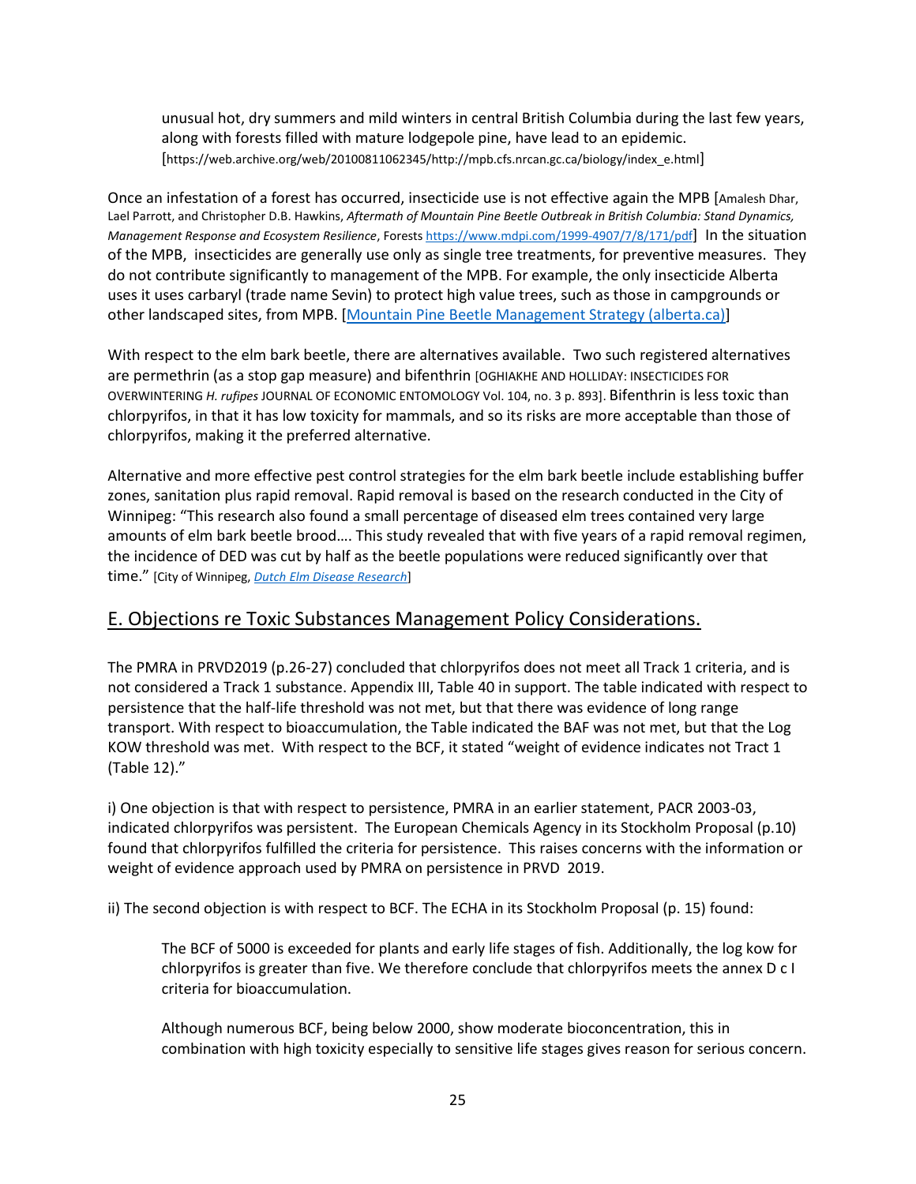> unusual hot, dry summers and mild winters in central British Columbia during the last few years, along with forests filled with mature lodgepole pine, have lead to an epidemic. [https://web.archive.org/web/20100811062345/http://mpb.cfs.nrcan.gc.ca/biology/index_e.html]

Once an infestation of a forest has occurred, insecticide use is not effective again the MPB [Amalesh Dhar, Lael Parrott, and Christopher D.B. Hawkins, *Aftermath of Mountain Pine Beetle Outbreak in British Columbia: Stand Dynamics, Management Response and Ecosystem Resilience*, Forests https://www.mdpi.com/1999-4907/7/8/171/pdf] In the situation of the MPB, insecticides are generally use only as single tree treatments, for preventive measures. They do not contribute significantly to management of the MPB. For example, the only insecticide Alberta uses it uses carbaryl (trade name Sevin) to protect high value trees, such as those in campgrounds or other landscaped sites, from MPB. [Mountain Pine Beetle Management Strategy (alberta.ca)]

With respect to the elm bark beetle, there are alternatives available. Two such registered alternatives are permethrin (as a stop gap measure) and bifenthrin [OGHIAKHE AND HOLLIDAY: INSECTICIDES FOR OVERWINTERING *H. rufipes* JOURNAL OF ECONOMIC ENTOMOLOGY Vol. 104, no. 3 p. 893]. Bifenthrin is less toxic than chlorpyrifos, in that it has low toxicity for mammals, and so its risks are more acceptable than those of chlorpyrifos, making it the preferred alternative.

Alternative and more effective pest control strategies for the elm bark beetle include establishing buffer zones, sanitation plus rapid removal. Rapid removal is based on the research conducted in the City of Winnipeg: "This research also found a small percentage of diseased elm trees contained very large amounts of elm bark beetle brood…. This study revealed that with five years of a rapid removal regimen, the incidence of DED was cut by half as the beetle populations were reduced significantly over that time." [City of Winnipeg, *Dutch Elm Disease Research*]

## E. Objections re Toxic Substances Management Policy Considerations.

The PMRA in PRVD2019 (p.26-27) concluded that chlorpyrifos does not meet all Track 1 criteria, and is not considered a Track 1 substance. Appendix III, Table 40 in support. The table indicated with respect to persistence that the half-life threshold was not met, but that there was evidence of long range transport. With respect to bioaccumulation, the Table indicated the BAF was not met, but that the Log KOW threshold was met. With respect to the BCF, it stated "weight of evidence indicates not Tract 1 (Table 12)."

i) One objection is that with respect to persistence, PMRA in an earlier statement, PACR 2003-03, indicated chlorpyrifos was persistent. The European Chemicals Agency in its Stockholm Proposal (p.10) found that chlorpyrifos fulfilled the criteria for persistence. This raises concerns with the information or weight of evidence approach used by PMRA on persistence in PRVD 2019.

ii) The second objection is with respect to BCF. The ECHA in its Stockholm Proposal (p. 15) found:

> The BCF of 5000 is exceeded for plants and early life stages of fish. Additionally, the log kow for chlorpyrifos is greater than five. We therefore conclude that chlorpyrifos meets the annex D c I criteria for bioaccumulation.
>
> Although numerous BCF, being below 2000, show moderate bioconcentration, this in combination with high toxicity especially to sensitive life stages gives reason for serious concern.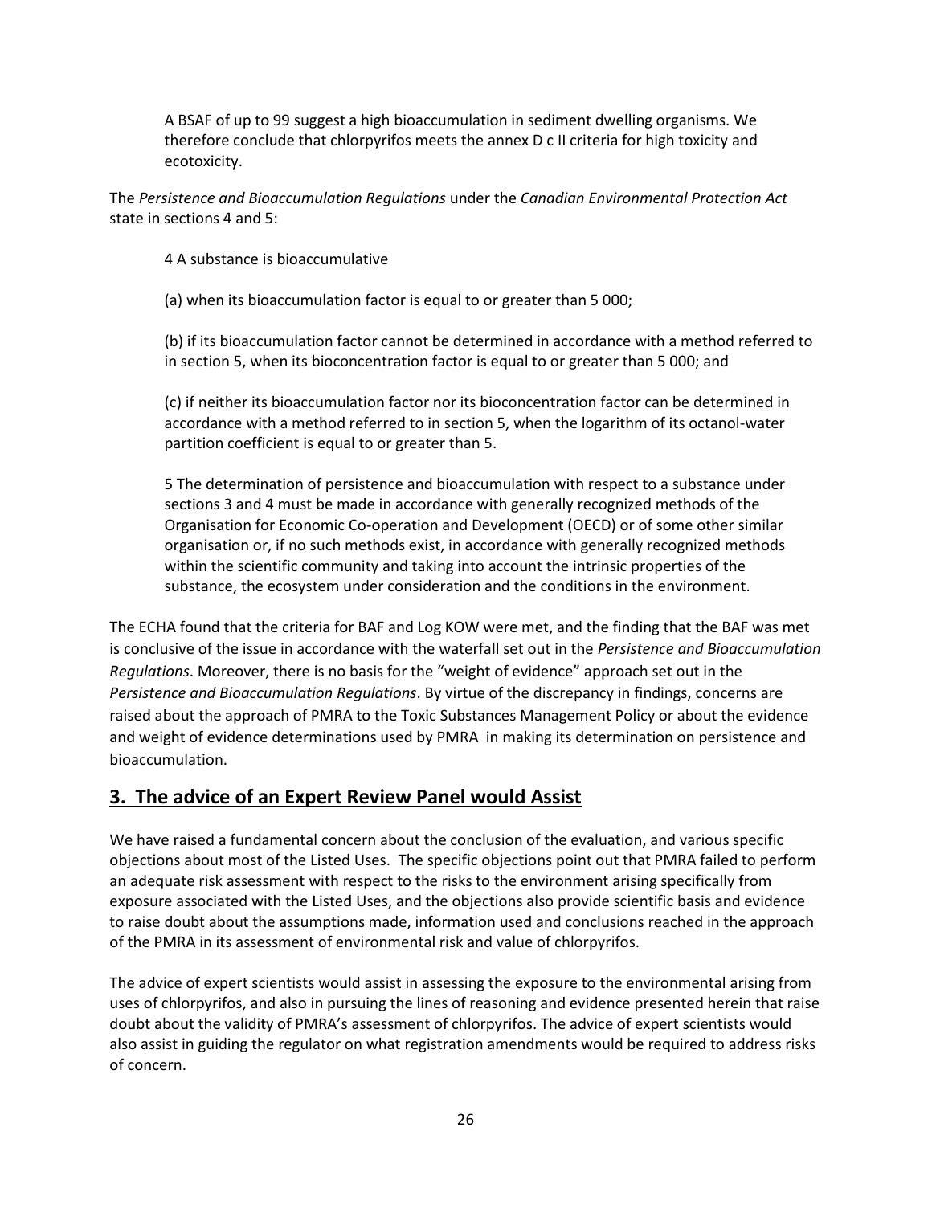> A BSAF of up to 99 suggest a high bioaccumulation in sediment dwelling organisms. We therefore conclude that chlorpyrifos meets the annex D c II criteria for high toxicity and ecotoxicity.

The *Persistence and Bioaccumulation Regulations* under the *Canadian Environmental Protection Act* state in sections 4 and 5:

> 4 A substance is bioaccumulative
>
> (a) when its bioaccumulation factor is equal to or greater than 5 000;
>
> (b) if its bioaccumulation factor cannot be determined in accordance with a method referred to in section 5, when its bioconcentration factor is equal to or greater than 5 000; and
>
> (c) if neither its bioaccumulation factor nor its bioconcentration factor can be determined in accordance with a method referred to in section 5, when the logarithm of its octanol-water partition coefficient is equal to or greater than 5.
>
> 5 The determination of persistence and bioaccumulation with respect to a substance under sections 3 and 4 must be made in accordance with generally recognized methods of the Organisation for Economic Co-operation and Development (OECD) or of some other similar organisation or, if no such methods exist, in accordance with generally recognized methods within the scientific community and taking into account the intrinsic properties of the substance, the ecosystem under consideration and the conditions in the environment.

The ECHA found that the criteria for BAF and Log KOW were met, and the finding that the BAF was met is conclusive of the issue in accordance with the waterfall set out in the *Persistence and Bioaccumulation Regulations*. Moreover, there is no basis for the "weight of evidence" approach set out in the *Persistence and Bioaccumulation Regulations*. By virtue of the discrepancy in findings, concerns are raised about the approach of PMRA to the Toxic Substances Management Policy or about the evidence and weight of evidence determinations used by PMRA in making its determination on persistence and bioaccumulation.

## 3. The advice of an Expert Review Panel would Assist

We have raised a fundamental concern about the conclusion of the evaluation, and various specific objections about most of the Listed Uses. The specific objections point out that PMRA failed to perform an adequate risk assessment with respect to the risks to the environment arising specifically from exposure associated with the Listed Uses, and the objections also provide scientific basis and evidence to raise doubt about the assumptions made, information used and conclusions reached in the approach of the PMRA in its assessment of environmental risk and value of chlorpyrifos.

The advice of expert scientists would assist in assessing the exposure to the environmental arising from uses of chlorpyrifos, and also in pursuing the lines of reasoning and evidence presented herein that raise doubt about the validity of PMRA's assessment of chlorpyrifos. The advice of expert scientists would also assist in guiding the regulator on what registration amendments would be required to address risks of concern.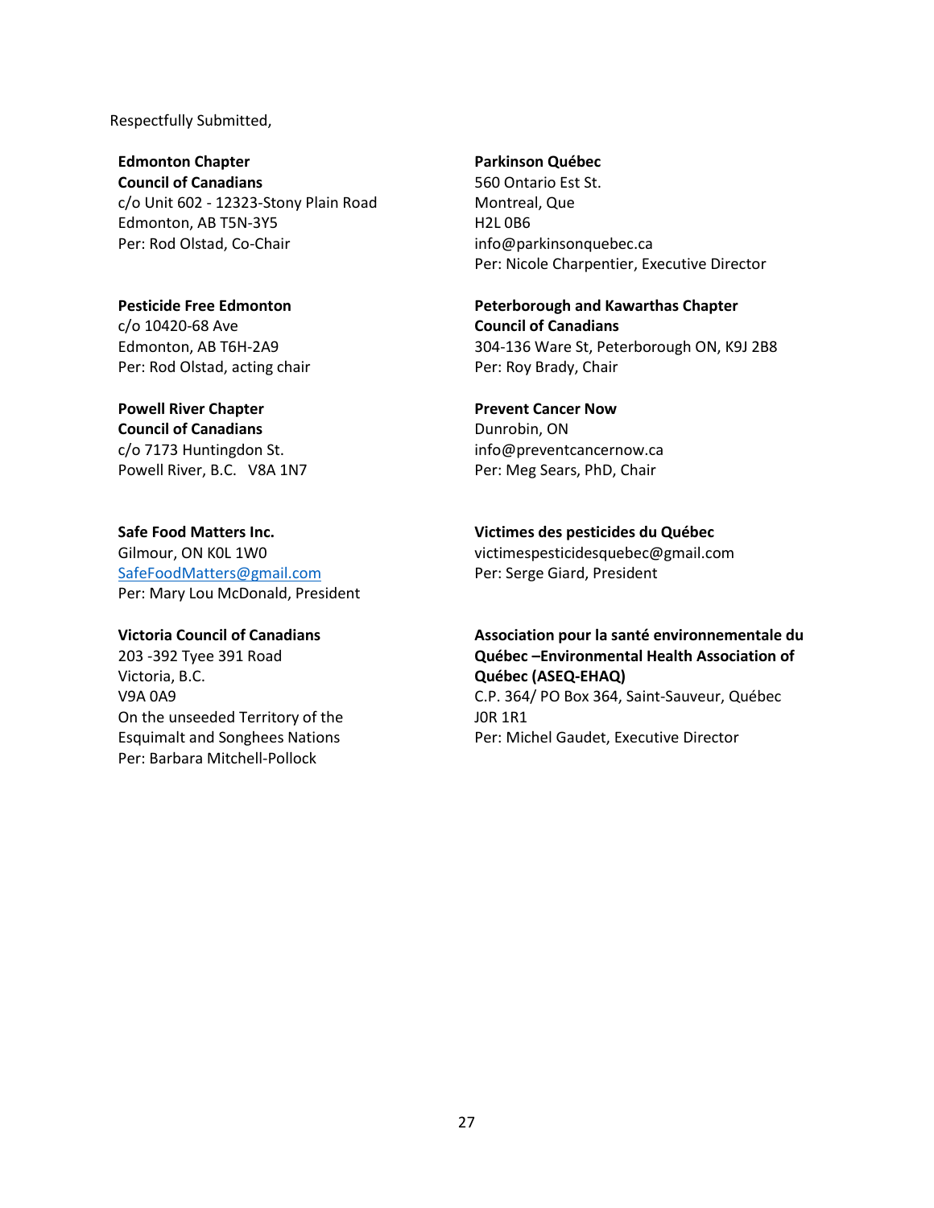Respectfully Submitted,

**Edmonton Chapter**
**Council of Canadians**
c/o Unit 602 - 12323-Stony Plain Road
Edmonton, AB T5N-3Y5
Per: Rod Olstad, Co-Chair

**Pesticide Free Edmonton**
c/o 10420-68 Ave
Edmonton, AB T6H-2A9
Per: Rod Olstad, acting chair

**Powell River Chapter**
**Council of Canadians**
c/o 7173 Huntingdon St.
Powell River, B.C. V8A 1N7

**Safe Food Matters Inc.**
Gilmour, ON K0L 1W0
SafeFoodMatters@gmail.com
Per: Mary Lou McDonald, President

**Victoria Council of Canadians**
203 -392 Tyee 391 Road
Victoria, B.C.
V9A 0A9
On the unseeded Territory of the Esquimalt and Songhees Nations
Per: Barbara Mitchell-Pollock

**Parkinson Québec**
560 Ontario Est St.
Montreal, Que
H2L 0B6
info@parkinsonquebec.ca
Per: Nicole Charpentier, Executive Director

**Peterborough and Kawarthas Chapter**
**Council of Canadians**
304-136 Ware St, Peterborough ON, K9J 2B8
Per: Roy Brady, Chair

**Prevent Cancer Now**
Dunrobin, ON
info@preventcancernow.ca
Per: Meg Sears, PhD, Chair

**Victimes des pesticides du Québec**
victimespesticidesquebec@gmail.com
Per: Serge Giard, President

**Association pour la santé environnementale du Québec –Environmental Health Association of Québec (ASEQ-EHAQ)**
C.P. 364/ PO Box 364, Saint-Sauveur, Québec
J0R 1R1
Per: Michel Gaudet, Executive Director